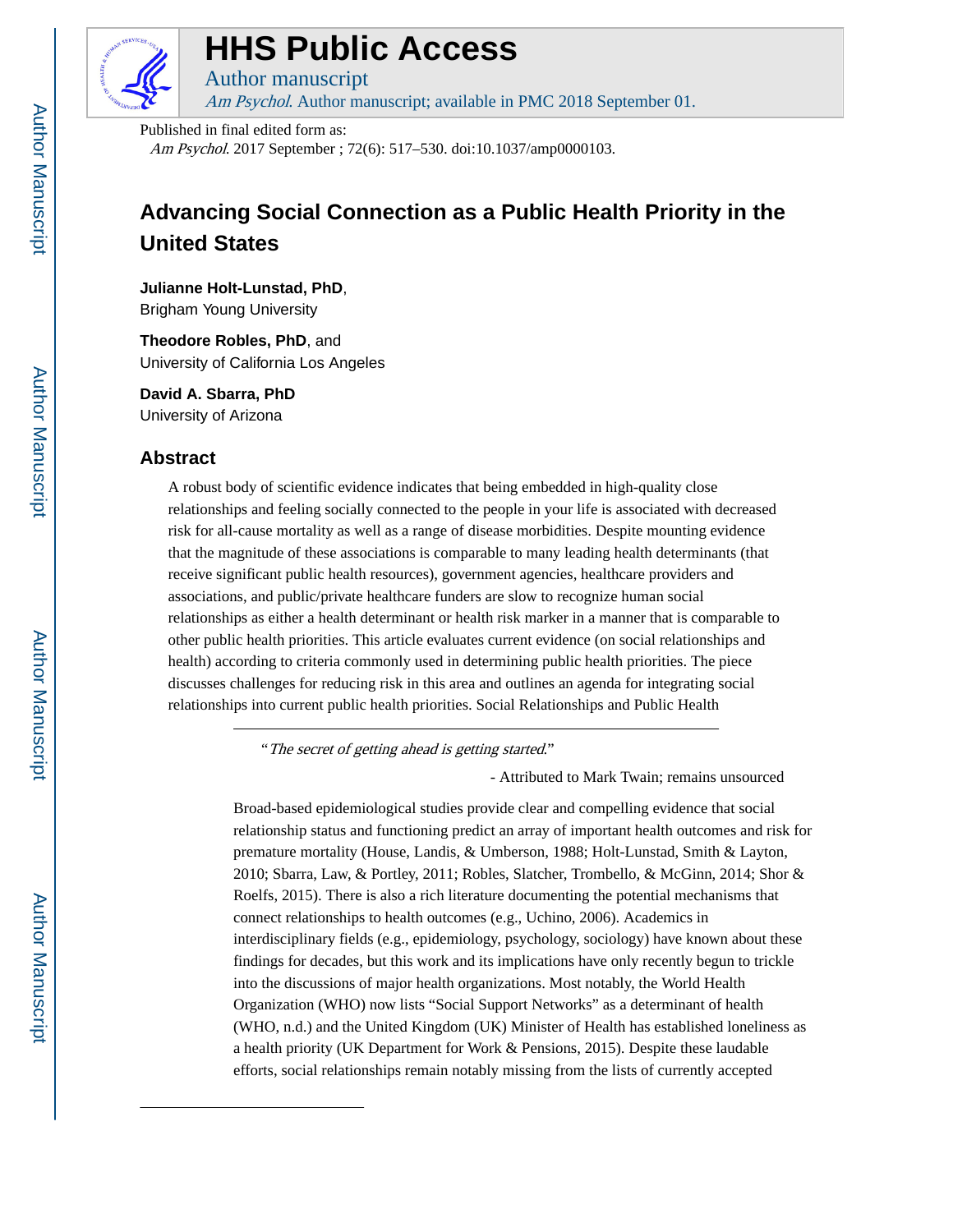# HHS Public Access

Author manuscript

*Am Psychol*. Author manuscript; available in PMC 2018 September 01.

Published in final edited form as:

*Am Psychol*. 2017 September ; 72(6): 517–530. doi:10.1037/amp0000103.

## Advancing Social Connection as a Public Health Priority in the United States

**Julianne Holt-Lunstad, PhD**,
Brigham Young University

**Theodore Robles, PhD**, and
University of California Los Angeles

**David A. Sbarra, PhD**
University of Arizona

### Abstract

A robust body of scientific evidence indicates that being embedded in high-quality close relationships and feeling socially connected to the people in your life is associated with decreased risk for all-cause mortality as well as a range of disease morbidities. Despite mounting evidence that the magnitude of these associations is comparable to many leading health determinants (that receive significant public health resources), government agencies, healthcare providers and associations, and public/private healthcare funders are slow to recognize human social relationships as either a health determinant or health risk marker in a manner that is comparable to other public health priorities. This article evaluates current evidence (on social relationships and health) according to criteria commonly used in determining public health priorities. The piece discusses challenges for reducing risk in this area and outlines an agenda for integrating social relationships into current public health priorities. Social Relationships and Public Health

---

"*The secret of getting ahead is getting started*."

- Attributed to Mark Twain; remains unsourced

Broad-based epidemiological studies provide clear and compelling evidence that social relationship status and functioning predict an array of important health outcomes and risk for premature mortality (House, Landis, & Umberson, 1988; Holt-Lunstad, Smith & Layton, 2010; Sbarra, Law, & Portley, 2011; Robles, Slatcher, Trombello, & McGinn, 2014; Shor & Roelfs, 2015). There is also a rich literature documenting the potential mechanisms that connect relationships to health outcomes (e.g., Uchino, 2006). Academics in interdisciplinary fields (e.g., epidemiology, psychology, sociology) have known about these findings for decades, but this work and its implications have only recently begun to trickle into the discussions of major health organizations. Most notably, the World Health Organization (WHO) now lists "Social Support Networks" as a determinant of health (WHO, n.d.) and the United Kingdom (UK) Minister of Health has established loneliness as a health priority (UK Department for Work & Pensions, 2015). Despite these laudable efforts, social relationships remain notably missing from the lists of currently accepted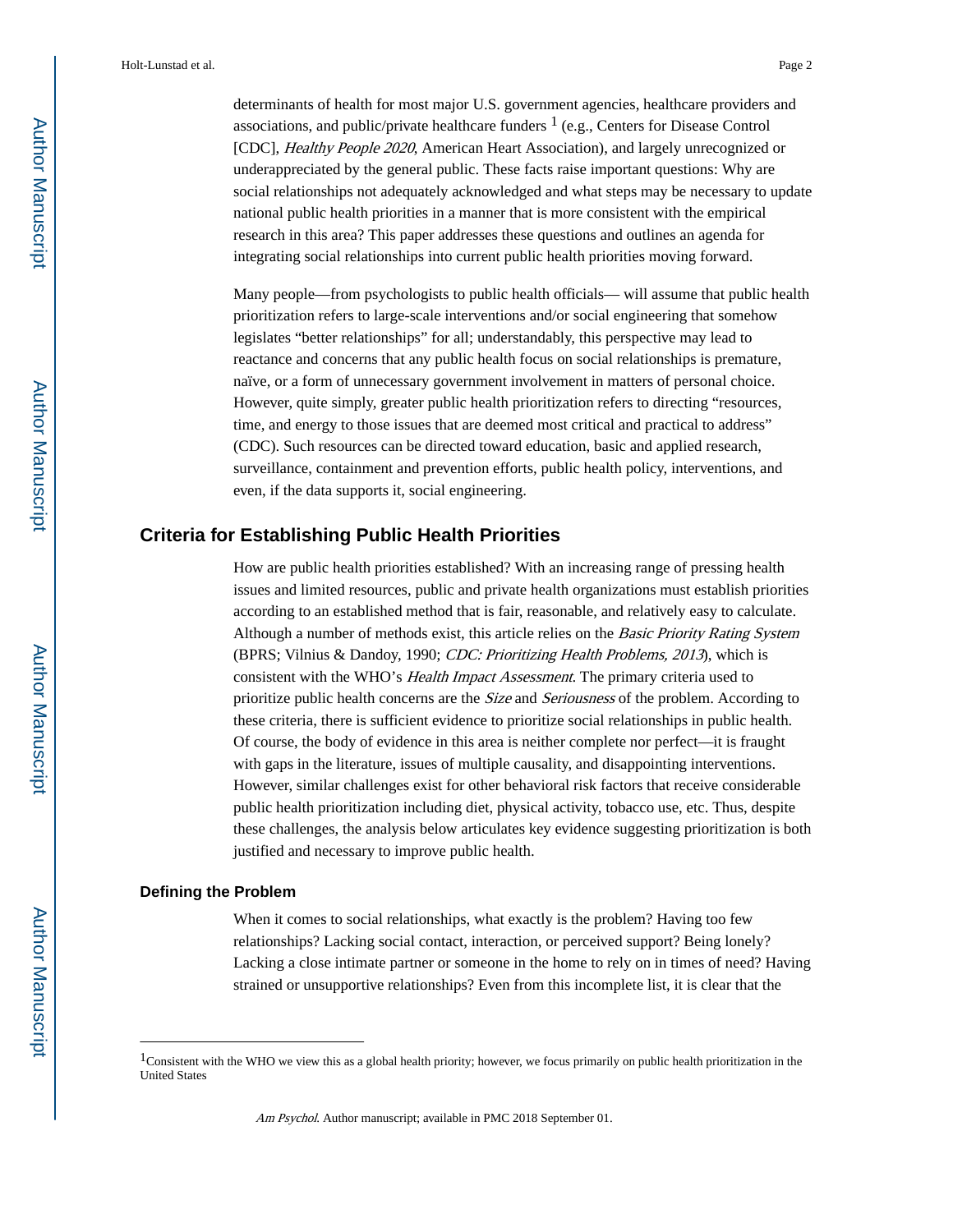determinants of health for most major U.S. government agencies, healthcare providers and associations, and public/private healthcare funders [1] (e.g., Centers for Disease Control [CDC], *Healthy People 2020*, American Heart Association), and largely unrecognized or underappreciated by the general public. These facts raise important questions: Why are social relationships not adequately acknowledged and what steps may be necessary to update national public health priorities in a manner that is more consistent with the empirical research in this area? This paper addresses these questions and outlines an agenda for integrating social relationships into current public health priorities moving forward.

Many people—from psychologists to public health officials— will assume that public health prioritization refers to large-scale interventions and/or social engineering that somehow legislates "better relationships" for all; understandably, this perspective may lead to reactance and concerns that any public health focus on social relationships is premature, naïve, or a form of unnecessary government involvement in matters of personal choice. However, quite simply, greater public health prioritization refers to directing "resources, time, and energy to those issues that are deemed most critical and practical to address" (CDC). Such resources can be directed toward education, basic and applied research, surveillance, containment and prevention efforts, public health policy, interventions, and even, if the data supports it, social engineering.

## Criteria for Establishing Public Health Priorities

How are public health priorities established? With an increasing range of pressing health issues and limited resources, public and private health organizations must establish priorities according to an established method that is fair, reasonable, and relatively easy to calculate. Although a number of methods exist, this article relies on the *Basic Priority Rating System* (BPRS; Vilnius & Dandoy, 1990; *CDC: Prioritizing Health Problems, 2013*), which is consistent with the WHO's *Health Impact Assessment*. The primary criteria used to prioritize public health concerns are the *Size* and *Seriousness* of the problem. According to these criteria, there is sufficient evidence to prioritize social relationships in public health. Of course, the body of evidence in this area is neither complete nor perfect—it is fraught with gaps in the literature, issues of multiple causality, and disappointing interventions. However, similar challenges exist for other behavioral risk factors that receive considerable public health prioritization including diet, physical activity, tobacco use, etc. Thus, despite these challenges, the analysis below articulates key evidence suggesting prioritization is both justified and necessary to improve public health.

### Defining the Problem

When it comes to social relationships, what exactly is the problem? Having too few relationships? Lacking social contact, interaction, or perceived support? Being lonely? Lacking a close intimate partner or someone in the home to rely on in times of need? Having strained or unsupportive relationships? Even from this incomplete list, it is clear that the

[1] Consistent with the WHO we view this as a global health priority; however, we focus primarily on public health prioritization in the United States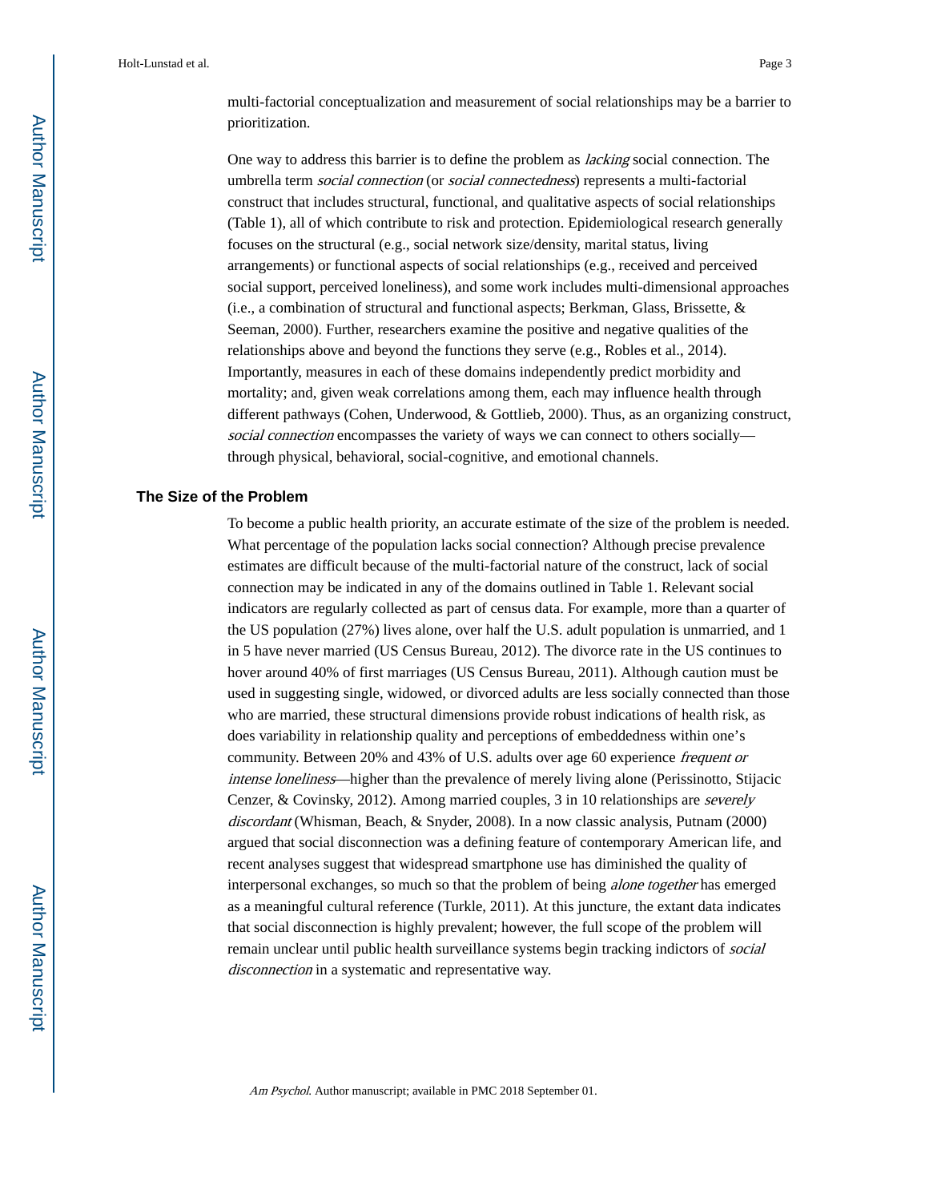multi-factorial conceptualization and measurement of social relationships may be a barrier to prioritization.

One way to address this barrier is to define the problem as *lacking* social connection. The umbrella term *social connection* (or *social connectedness*) represents a multi-factorial construct that includes structural, functional, and qualitative aspects of social relationships (Table 1), all of which contribute to risk and protection. Epidemiological research generally focuses on the structural (e.g., social network size/density, marital status, living arrangements) or functional aspects of social relationships (e.g., received and perceived social support, perceived loneliness), and some work includes multi-dimensional approaches (i.e., a combination of structural and functional aspects; Berkman, Glass, Brissette, & Seeman, 2000). Further, researchers examine the positive and negative qualities of the relationships above and beyond the functions they serve (e.g., Robles et al., 2014). Importantly, measures in each of these domains independently predict morbidity and mortality; and, given weak correlations among them, each may influence health through different pathways (Cohen, Underwood, & Gottlieb, 2000). Thus, as an organizing construct, *social connection* encompasses the variety of ways we can connect to others socially—through physical, behavioral, social-cognitive, and emotional channels.

## The Size of the Problem

To become a public health priority, an accurate estimate of the size of the problem is needed. What percentage of the population lacks social connection? Although precise prevalence estimates are difficult because of the multi-factorial nature of the construct, lack of social connection may be indicated in any of the domains outlined in Table 1. Relevant social indicators are regularly collected as part of census data. For example, more than a quarter of the US population (27%) lives alone, over half the U.S. adult population is unmarried, and 1 in 5 have never married (US Census Bureau, 2012). The divorce rate in the US continues to hover around 40% of first marriages (US Census Bureau, 2011). Although caution must be used in suggesting single, widowed, or divorced adults are less socially connected than those who are married, these structural dimensions provide robust indications of health risk, as does variability in relationship quality and perceptions of embeddedness within one's community. Between 20% and 43% of U.S. adults over age 60 experience *frequent or intense loneliness*—higher than the prevalence of merely living alone (Perissinotto, Stijacic Cenzer, & Covinsky, 2012). Among married couples, 3 in 10 relationships are *severely discordant* (Whisman, Beach, & Snyder, 2008). In a now classic analysis, Putnam (2000) argued that social disconnection was a defining feature of contemporary American life, and recent analyses suggest that widespread smartphone use has diminished the quality of interpersonal exchanges, so much so that the problem of being *alone together* has emerged as a meaningful cultural reference (Turkle, 2011). At this juncture, the extant data indicates that social disconnection is highly prevalent; however, the full scope of the problem will remain unclear until public health surveillance systems begin tracking indictors of *social disconnection* in a systematic and representative way.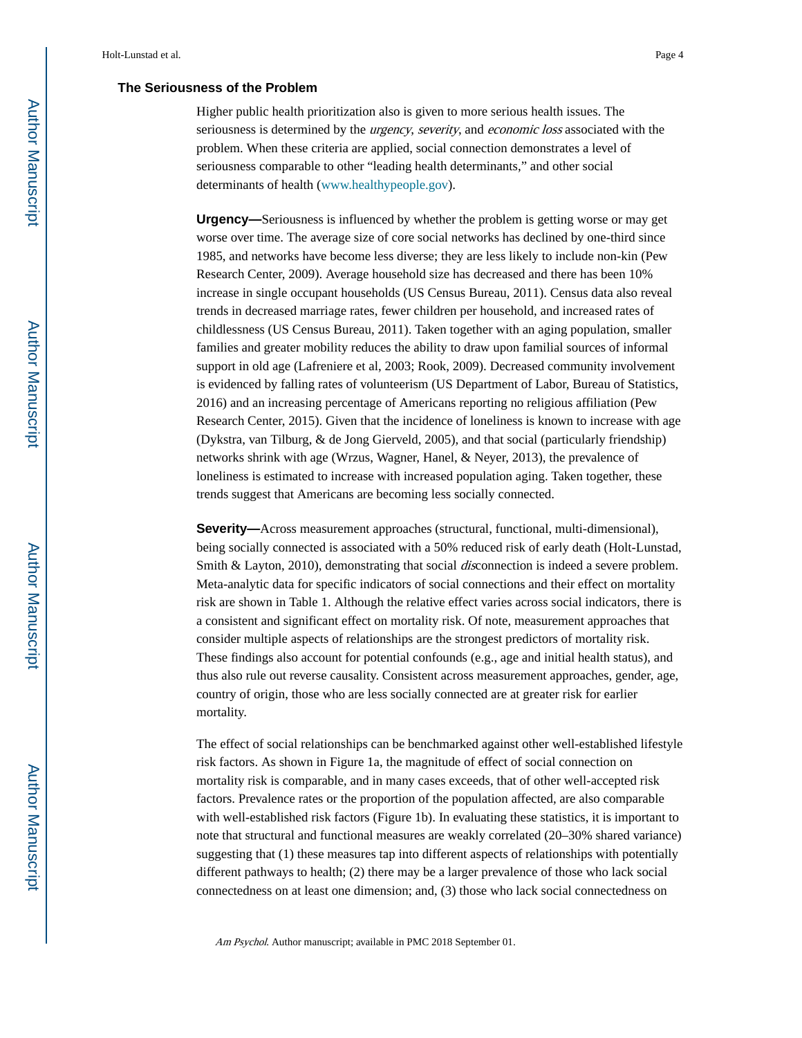### The Seriousness of the Problem

Higher public health prioritization also is given to more serious health issues. The seriousness is determined by the *urgency*, *severity*, and *economic loss* associated with the problem. When these criteria are applied, social connection demonstrates a level of seriousness comparable to other "leading health determinants," and other social determinants of health (www.healthypeople.gov).

**Urgency—**Seriousness is influenced by whether the problem is getting worse or may get worse over time. The average size of core social networks has declined by one-third since 1985, and networks have become less diverse; they are less likely to include non-kin (Pew Research Center, 2009). Average household size has decreased and there has been 10% increase in single occupant households (US Census Bureau, 2011). Census data also reveal trends in decreased marriage rates, fewer children per household, and increased rates of childlessness (US Census Bureau, 2011). Taken together with an aging population, smaller families and greater mobility reduces the ability to draw upon familial sources of informal support in old age (Lafreniere et al, 2003; Rook, 2009). Decreased community involvement is evidenced by falling rates of volunteerism (US Department of Labor, Bureau of Statistics, 2016) and an increasing percentage of Americans reporting no religious affiliation (Pew Research Center, 2015). Given that the incidence of loneliness is known to increase with age (Dykstra, van Tilburg, & de Jong Gierveld, 2005), and that social (particularly friendship) networks shrink with age (Wrzus, Wagner, Hanel, & Neyer, 2013), the prevalence of loneliness is estimated to increase with increased population aging. Taken together, these trends suggest that Americans are becoming less socially connected.

**Severity—**Across measurement approaches (structural, functional, multi-dimensional), being socially connected is associated with a 50% reduced risk of early death (Holt-Lunstad, Smith & Layton, 2010), demonstrating that social *dis*connection is indeed a severe problem. Meta-analytic data for specific indicators of social connections and their effect on mortality risk are shown in Table 1. Although the relative effect varies across social indicators, there is a consistent and significant effect on mortality risk. Of note, measurement approaches that consider multiple aspects of relationships are the strongest predictors of mortality risk. These findings also account for potential confounds (e.g., age and initial health status), and thus also rule out reverse causality. Consistent across measurement approaches, gender, age, country of origin, those who are less socially connected are at greater risk for earlier mortality.

The effect of social relationships can be benchmarked against other well-established lifestyle risk factors. As shown in Figure 1a, the magnitude of effect of social connection on mortality risk is comparable, and in many cases exceeds, that of other well-accepted risk factors. Prevalence rates or the proportion of the population affected, are also comparable with well-established risk factors (Figure 1b). In evaluating these statistics, it is important to note that structural and functional measures are weakly correlated (20–30% shared variance) suggesting that (1) these measures tap into different aspects of relationships with potentially different pathways to health; (2) there may be a larger prevalence of those who lack social connectedness on at least one dimension; and, (3) those who lack social connectedness on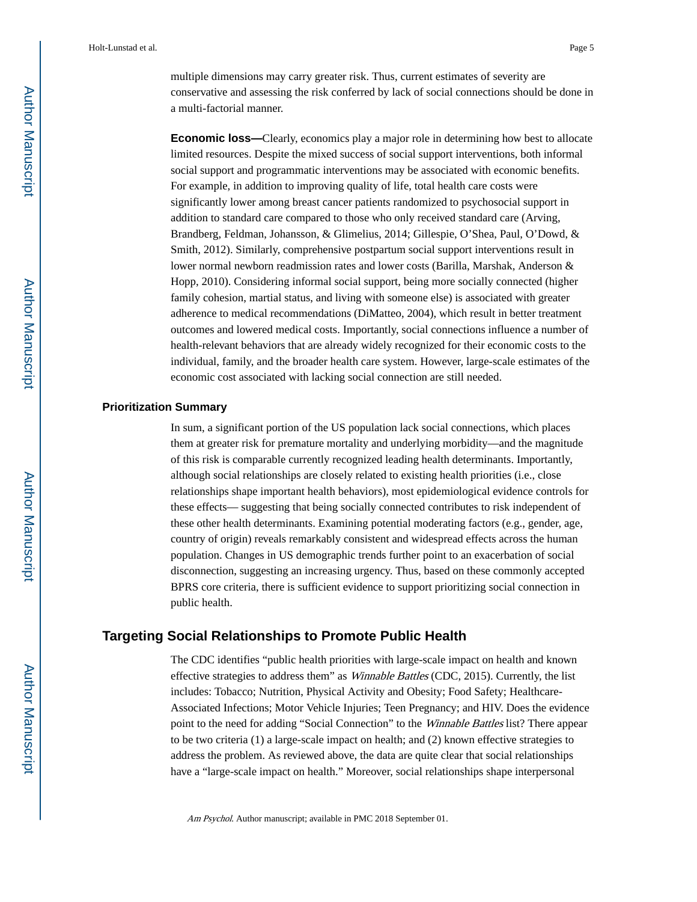multiple dimensions may carry greater risk. Thus, current estimates of severity are conservative and assessing the risk conferred by lack of social connections should be done in a multi-factorial manner.

**Economic loss—**Clearly, economics play a major role in determining how best to allocate limited resources. Despite the mixed success of social support interventions, both informal social support and programmatic interventions may be associated with economic benefits. For example, in addition to improving quality of life, total health care costs were significantly lower among breast cancer patients randomized to psychosocial support in addition to standard care compared to those who only received standard care (Arving, Brandberg, Feldman, Johansson, & Glimelius, 2014; Gillespie, O'Shea, Paul, O'Dowd, & Smith, 2012). Similarly, comprehensive postpartum social support interventions result in lower normal newborn readmission rates and lower costs (Barilla, Marshak, Anderson & Hopp, 2010). Considering informal social support, being more socially connected (higher family cohesion, martial status, and living with someone else) is associated with greater adherence to medical recommendations (DiMatteo, 2004), which result in better treatment outcomes and lowered medical costs. Importantly, social connections influence a number of health-relevant behaviors that are already widely recognized for their economic costs to the individual, family, and the broader health care system. However, large-scale estimates of the economic cost associated with lacking social connection are still needed.

### Prioritization Summary

In sum, a significant portion of the US population lack social connections, which places them at greater risk for premature mortality and underlying morbidity—and the magnitude of this risk is comparable currently recognized leading health determinants. Importantly, although social relationships are closely related to existing health priorities (i.e., close relationships shape important health behaviors), most epidemiological evidence controls for these effects— suggesting that being socially connected contributes to risk independent of these other health determinants. Examining potential moderating factors (e.g., gender, age, country of origin) reveals remarkably consistent and widespread effects across the human population. Changes in US demographic trends further point to an exacerbation of social disconnection, suggesting an increasing urgency. Thus, based on these commonly accepted BPRS core criteria, there is sufficient evidence to support prioritizing social connection in public health.

## Targeting Social Relationships to Promote Public Health

The CDC identifies "public health priorities with large-scale impact on health and known effective strategies to address them" as *Winnable Battles* (CDC, 2015). Currently, the list includes: Tobacco; Nutrition, Physical Activity and Obesity; Food Safety; Healthcare-Associated Infections; Motor Vehicle Injuries; Teen Pregnancy; and HIV. Does the evidence point to the need for adding "Social Connection" to the *Winnable Battles* list? There appear to be two criteria (1) a large-scale impact on health; and (2) known effective strategies to address the problem. As reviewed above, the data are quite clear that social relationships have a "large-scale impact on health." Moreover, social relationships shape interpersonal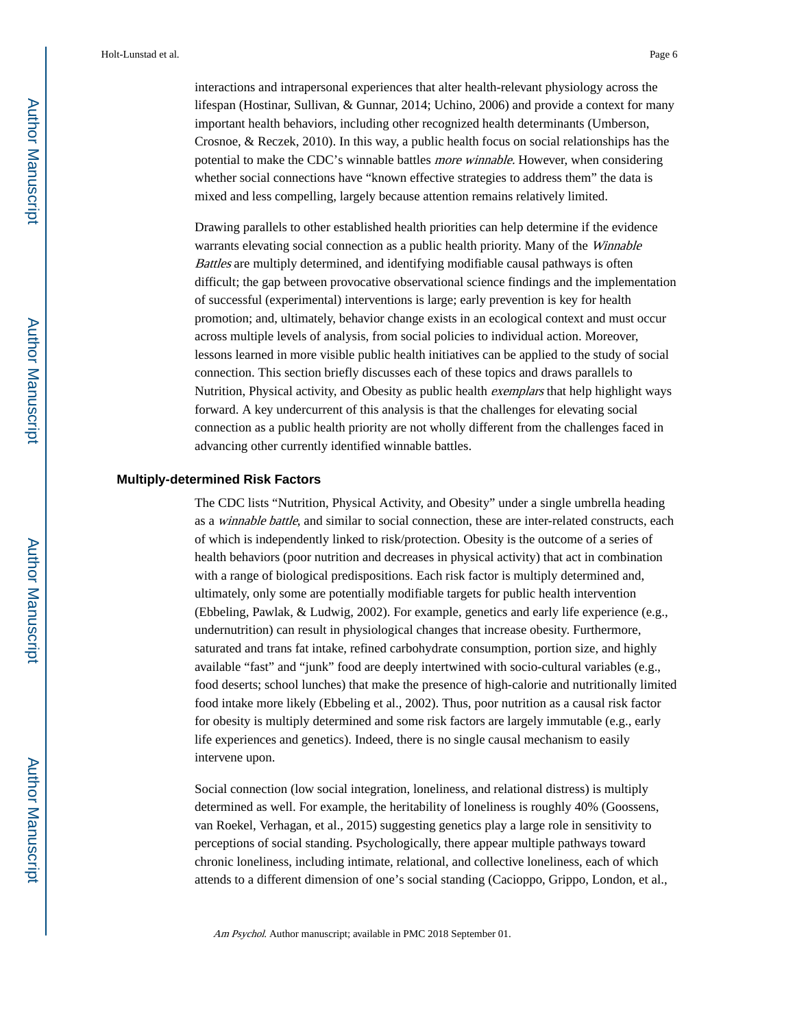interactions and intrapersonal experiences that alter health-relevant physiology across the lifespan (Hostinar, Sullivan, & Gunnar, 2014; Uchino, 2006) and provide a context for many important health behaviors, including other recognized health determinants (Umberson, Crosnoe, & Reczek, 2010). In this way, a public health focus on social relationships has the potential to make the CDC's winnable battles *more winnable*. However, when considering whether social connections have "known effective strategies to address them" the data is mixed and less compelling, largely because attention remains relatively limited.

Drawing parallels to other established health priorities can help determine if the evidence warrants elevating social connection as a public health priority. Many of the *Winnable Battles* are multiply determined, and identifying modifiable causal pathways is often difficult; the gap between provocative observational science findings and the implementation of successful (experimental) interventions is large; early prevention is key for health promotion; and, ultimately, behavior change exists in an ecological context and must occur across multiple levels of analysis, from social policies to individual action. Moreover, lessons learned in more visible public health initiatives can be applied to the study of social connection. This section briefly discusses each of these topics and draws parallels to Nutrition, Physical activity, and Obesity as public health *exemplars* that help highlight ways forward. A key undercurrent of this analysis is that the challenges for elevating social connection as a public health priority are not wholly different from the challenges faced in advancing other currently identified winnable battles.

## Multiply-determined Risk Factors

The CDC lists "Nutrition, Physical Activity, and Obesity" under a single umbrella heading as a *winnable battle*, and similar to social connection, these are inter-related constructs, each of which is independently linked to risk/protection. Obesity is the outcome of a series of health behaviors (poor nutrition and decreases in physical activity) that act in combination with a range of biological predispositions. Each risk factor is multiply determined and, ultimately, only some are potentially modifiable targets for public health intervention (Ebbeling, Pawlak, & Ludwig, 2002). For example, genetics and early life experience (e.g., undernutrition) can result in physiological changes that increase obesity. Furthermore, saturated and trans fat intake, refined carbohydrate consumption, portion size, and highly available "fast" and "junk" food are deeply intertwined with socio-cultural variables (e.g., food deserts; school lunches) that make the presence of high-calorie and nutritionally limited food intake more likely (Ebbeling et al., 2002). Thus, poor nutrition as a causal risk factor for obesity is multiply determined and some risk factors are largely immutable (e.g., early life experiences and genetics). Indeed, there is no single causal mechanism to easily intervene upon.

Social connection (low social integration, loneliness, and relational distress) is multiply determined as well. For example, the heritability of loneliness is roughly 40% (Goossens, van Roekel, Verhagan, et al., 2015) suggesting genetics play a large role in sensitivity to perceptions of social standing. Psychologically, there appear multiple pathways toward chronic loneliness, including intimate, relational, and collective loneliness, each of which attends to a different dimension of one's social standing (Cacioppo, Grippo, London, et al.,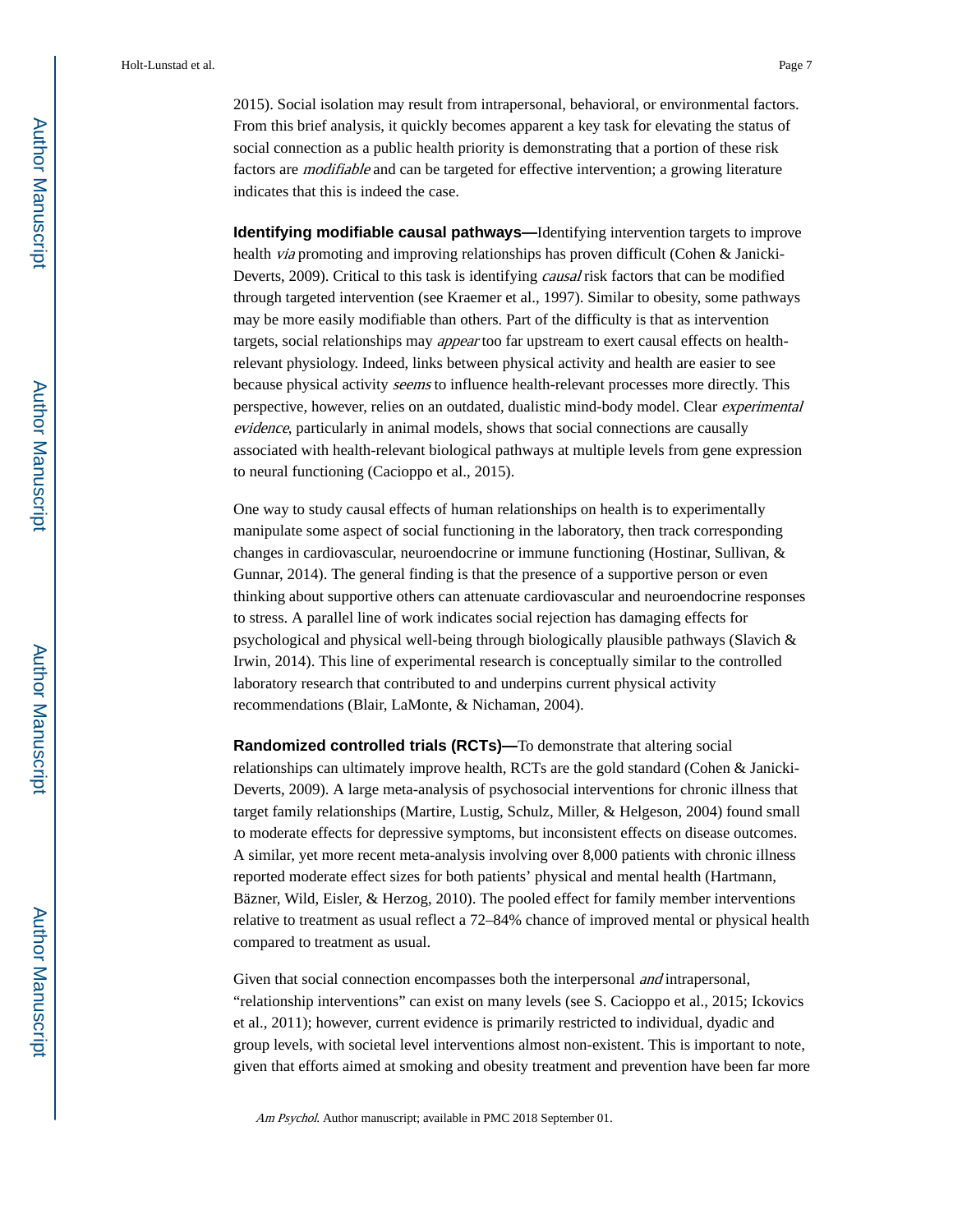2015). Social isolation may result from intrapersonal, behavioral, or environmental factors. From this brief analysis, it quickly becomes apparent a key task for elevating the status of social connection as a public health priority is demonstrating that a portion of these risk factors are *modifiable* and can be targeted for effective intervention; a growing literature indicates that this is indeed the case.

**Identifying modifiable causal pathways—**Identifying intervention targets to improve health *via* promoting and improving relationships has proven difficult (Cohen & Janicki-Deverts, 2009). Critical to this task is identifying *causal* risk factors that can be modified through targeted intervention (see Kraemer et al., 1997). Similar to obesity, some pathways may be more easily modifiable than others. Part of the difficulty is that as intervention targets, social relationships may *appear* too far upstream to exert causal effects on health-relevant physiology. Indeed, links between physical activity and health are easier to see because physical activity *seems* to influence health-relevant processes more directly. This perspective, however, relies on an outdated, dualistic mind-body model. Clear *experimental evidence*, particularly in animal models, shows that social connections are causally associated with health-relevant biological pathways at multiple levels from gene expression to neural functioning (Cacioppo et al., 2015).

One way to study causal effects of human relationships on health is to experimentally manipulate some aspect of social functioning in the laboratory, then track corresponding changes in cardiovascular, neuroendocrine or immune functioning (Hostinar, Sullivan, & Gunnar, 2014). The general finding is that the presence of a supportive person or even thinking about supportive others can attenuate cardiovascular and neuroendocrine responses to stress. A parallel line of work indicates social rejection has damaging effects for psychological and physical well-being through biologically plausible pathways (Slavich & Irwin, 2014). This line of experimental research is conceptually similar to the controlled laboratory research that contributed to and underpins current physical activity recommendations (Blair, LaMonte, & Nichaman, 2004).

**Randomized controlled trials (RCTs)—**To demonstrate that altering social relationships can ultimately improve health, RCTs are the gold standard (Cohen & Janicki-Deverts, 2009). A large meta-analysis of psychosocial interventions for chronic illness that target family relationships (Martire, Lustig, Schulz, Miller, & Helgeson, 2004) found small to moderate effects for depressive symptoms, but inconsistent effects on disease outcomes. A similar, yet more recent meta-analysis involving over 8,000 patients with chronic illness reported moderate effect sizes for both patients' physical and mental health (Hartmann, Bäzner, Wild, Eisler, & Herzog, 2010). The pooled effect for family member interventions relative to treatment as usual reflect a 72–84% chance of improved mental or physical health compared to treatment as usual.

Given that social connection encompasses both the interpersonal *and* intrapersonal, "relationship interventions" can exist on many levels (see S. Cacioppo et al., 2015; Ickovics et al., 2011); however, current evidence is primarily restricted to individual, dyadic and group levels, with societal level interventions almost non-existent. This is important to note, given that efforts aimed at smoking and obesity treatment and prevention have been far more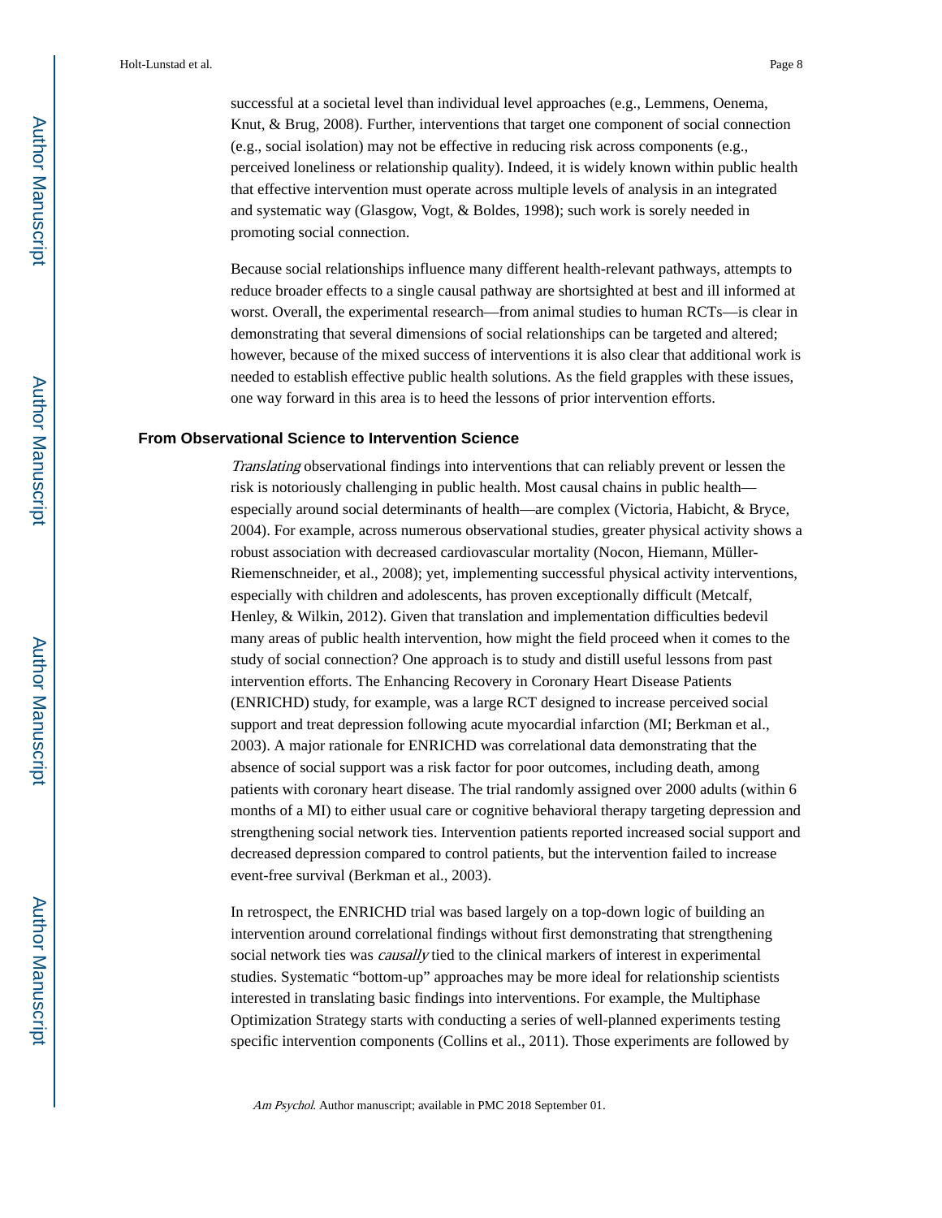successful at a societal level than individual level approaches (e.g., Lemmens, Oenema, Knut, & Brug, 2008). Further, interventions that target one component of social connection (e.g., social isolation) may not be effective in reducing risk across components (e.g., perceived loneliness or relationship quality). Indeed, it is widely known within public health that effective intervention must operate across multiple levels of analysis in an integrated and systematic way (Glasgow, Vogt, & Boldes, 1998); such work is sorely needed in promoting social connection.

Because social relationships influence many different health-relevant pathways, attempts to reduce broader effects to a single causal pathway are shortsighted at best and ill informed at worst. Overall, the experimental research—from animal studies to human RCTs—is clear in demonstrating that several dimensions of social relationships can be targeted and altered; however, because of the mixed success of interventions it is also clear that additional work is needed to establish effective public health solutions. As the field grapples with these issues, one way forward in this area is to heed the lessons of prior intervention efforts.

### From Observational Science to Intervention Science

*Translating* observational findings into interventions that can reliably prevent or lessen the risk is notoriously challenging in public health. Most causal chains in public health—especially around social determinants of health—are complex (Victoria, Habicht, & Bryce, 2004). For example, across numerous observational studies, greater physical activity shows a robust association with decreased cardiovascular mortality (Nocon, Hiemann, Müller-Riemenschneider, et al., 2008); yet, implementing successful physical activity interventions, especially with children and adolescents, has proven exceptionally difficult (Metcalf, Henley, & Wilkin, 2012). Given that translation and implementation difficulties bedevil many areas of public health intervention, how might the field proceed when it comes to the study of social connection? One approach is to study and distill useful lessons from past intervention efforts. The Enhancing Recovery in Coronary Heart Disease Patients (ENRICHD) study, for example, was a large RCT designed to increase perceived social support and treat depression following acute myocardial infarction (MI; Berkman et al., 2003). A major rationale for ENRICHD was correlational data demonstrating that the absence of social support was a risk factor for poor outcomes, including death, among patients with coronary heart disease. The trial randomly assigned over 2000 adults (within 6 months of a MI) to either usual care or cognitive behavioral therapy targeting depression and strengthening social network ties. Intervention patients reported increased social support and decreased depression compared to control patients, but the intervention failed to increase event-free survival (Berkman et al., 2003).

In retrospect, the ENRICHD trial was based largely on a top-down logic of building an intervention around correlational findings without first demonstrating that strengthening social network ties was *causally* tied to the clinical markers of interest in experimental studies. Systematic "bottom-up" approaches may be more ideal for relationship scientists interested in translating basic findings into interventions. For example, the Multiphase Optimization Strategy starts with conducting a series of well-planned experiments testing specific intervention components (Collins et al., 2011). Those experiments are followed by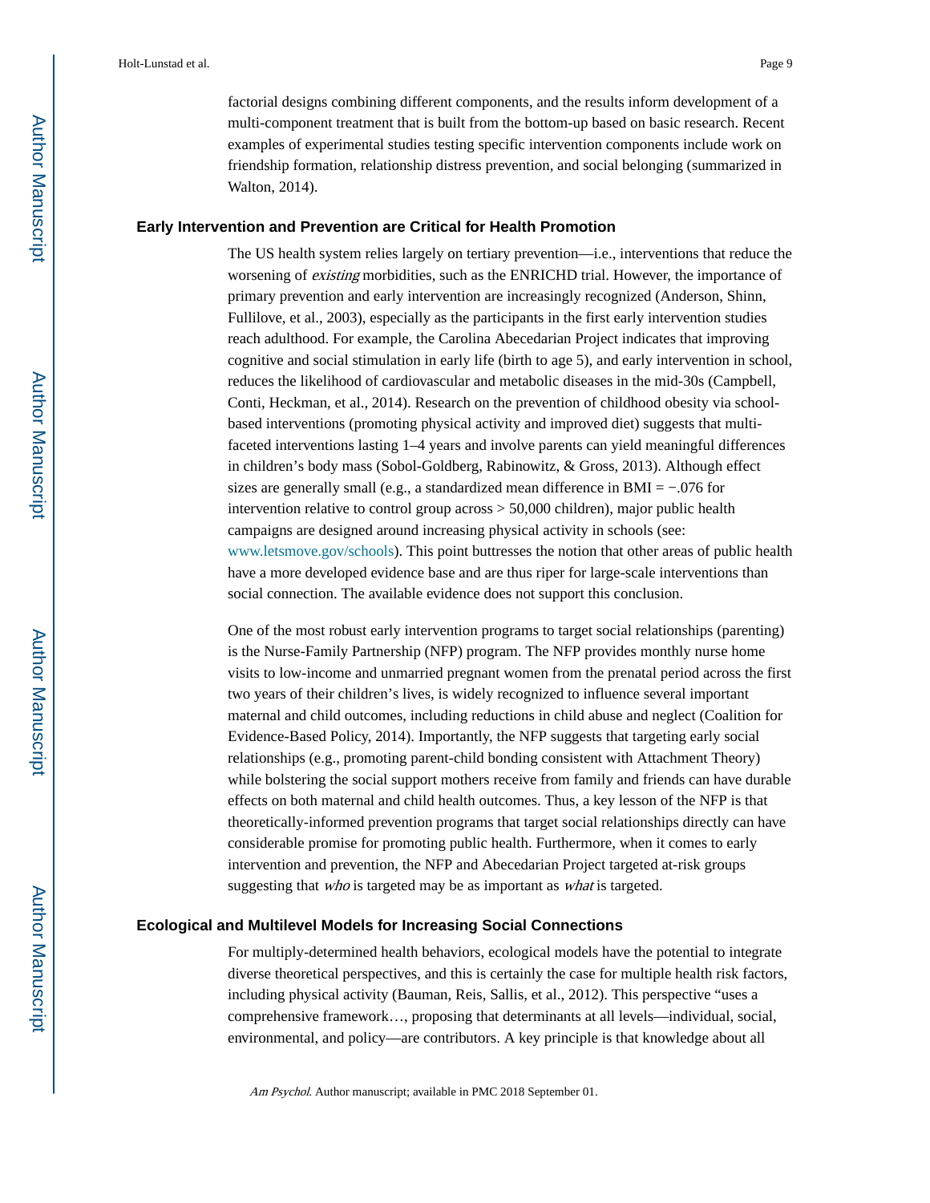factorial designs combining different components, and the results inform development of a multi-component treatment that is built from the bottom-up based on basic research. Recent examples of experimental studies testing specific intervention components include work on friendship formation, relationship distress prevention, and social belonging (summarized in Walton, 2014).

## Early Intervention and Prevention are Critical for Health Promotion

The US health system relies largely on tertiary prevention—i.e., interventions that reduce the worsening of *existing* morbidities, such as the ENRICHD trial. However, the importance of primary prevention and early intervention are increasingly recognized (Anderson, Shinn, Fullilove, et al., 2003), especially as the participants in the first early intervention studies reach adulthood. For example, the Carolina Abecedarian Project indicates that improving cognitive and social stimulation in early life (birth to age 5), and early intervention in school, reduces the likelihood of cardiovascular and metabolic diseases in the mid-30s (Campbell, Conti, Heckman, et al., 2014). Research on the prevention of childhood obesity via school-based interventions (promoting physical activity and improved diet) suggests that multi-faceted interventions lasting 1–4 years and involve parents can yield meaningful differences in children's body mass (Sobol-Goldberg, Rabinowitz, & Gross, 2013). Although effect sizes are generally small (e.g., a standardized mean difference in BMI = −.076 for intervention relative to control group across > 50,000 children), major public health campaigns are designed around increasing physical activity in schools (see: www.letsmove.gov/schools). This point buttresses the notion that other areas of public health have a more developed evidence base and are thus riper for large-scale interventions than social connection. The available evidence does not support this conclusion.

One of the most robust early intervention programs to target social relationships (parenting) is the Nurse-Family Partnership (NFP) program. The NFP provides monthly nurse home visits to low-income and unmarried pregnant women from the prenatal period across the first two years of their children's lives, is widely recognized to influence several important maternal and child outcomes, including reductions in child abuse and neglect (Coalition for Evidence-Based Policy, 2014). Importantly, the NFP suggests that targeting early social relationships (e.g., promoting parent-child bonding consistent with Attachment Theory) while bolstering the social support mothers receive from family and friends can have durable effects on both maternal and child health outcomes. Thus, a key lesson of the NFP is that theoretically-informed prevention programs that target social relationships directly can have considerable promise for promoting public health. Furthermore, when it comes to early intervention and prevention, the NFP and Abecedarian Project targeted at-risk groups suggesting that *who* is targeted may be as important as *what* is targeted.

## Ecological and Multilevel Models for Increasing Social Connections

For multiply-determined health behaviors, ecological models have the potential to integrate diverse theoretical perspectives, and this is certainly the case for multiple health risk factors, including physical activity (Bauman, Reis, Sallis, et al., 2012). This perspective "uses a comprehensive framework…, proposing that determinants at all levels—individual, social, environmental, and policy—are contributors. A key principle is that knowledge about all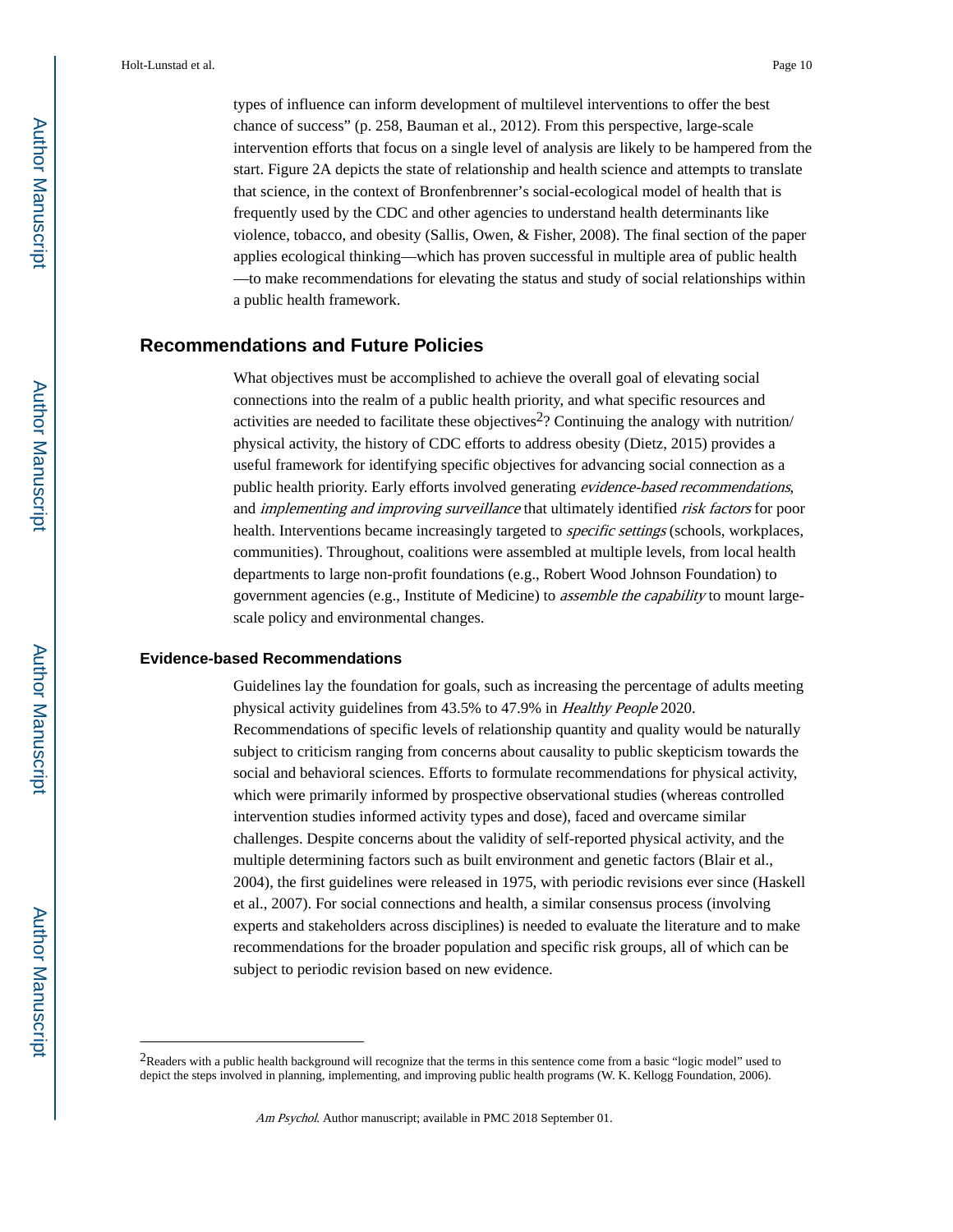types of influence can inform development of multilevel interventions to offer the best chance of success" (p. 258, Bauman et al., 2012). From this perspective, large-scale intervention efforts that focus on a single level of analysis are likely to be hampered from the start. Figure 2A depicts the state of relationship and health science and attempts to translate that science, in the context of Bronfenbrenner's social-ecological model of health that is frequently used by the CDC and other agencies to understand health determinants like violence, tobacco, and obesity (Sallis, Owen, & Fisher, 2008). The final section of the paper applies ecological thinking—which has proven successful in multiple area of public health—to make recommendations for elevating the status and study of social relationships within a public health framework.

## Recommendations and Future Policies

What objectives must be accomplished to achieve the overall goal of elevating social connections into the realm of a public health priority, and what specific resources and activities are needed to facilitate these objectives[2]? Continuing the analogy with nutrition/physical activity, the history of CDC efforts to address obesity (Dietz, 2015) provides a useful framework for identifying specific objectives for advancing social connection as a public health priority. Early efforts involved generating *evidence-based recommendations*, and *implementing and improving surveillance* that ultimately identified *risk factors* for poor health. Interventions became increasingly targeted to *specific settings* (schools, workplaces, communities). Throughout, coalitions were assembled at multiple levels, from local health departments to large non-profit foundations (e.g., Robert Wood Johnson Foundation) to government agencies (e.g., Institute of Medicine) to *assemble the capability* to mount large-scale policy and environmental changes.

### Evidence-based Recommendations

Guidelines lay the foundation for goals, such as increasing the percentage of adults meeting physical activity guidelines from 43.5% to 47.9% in *Healthy People* 2020. Recommendations of specific levels of relationship quantity and quality would be naturally subject to criticism ranging from concerns about causality to public skepticism towards the social and behavioral sciences. Efforts to formulate recommendations for physical activity, which were primarily informed by prospective observational studies (whereas controlled intervention studies informed activity types and dose), faced and overcame similar challenges. Despite concerns about the validity of self-reported physical activity, and the multiple determining factors such as built environment and genetic factors (Blair et al., 2004), the first guidelines were released in 1975, with periodic revisions ever since (Haskell et al., 2007). For social connections and health, a similar consensus process (involving experts and stakeholders across disciplines) is needed to evaluate the literature and to make recommendations for the broader population and specific risk groups, all of which can be subject to periodic revision based on new evidence.

[2]Readers with a public health background will recognize that the terms in this sentence come from a basic "logic model" used to depict the steps involved in planning, implementing, and improving public health programs (W. K. Kellogg Foundation, 2006).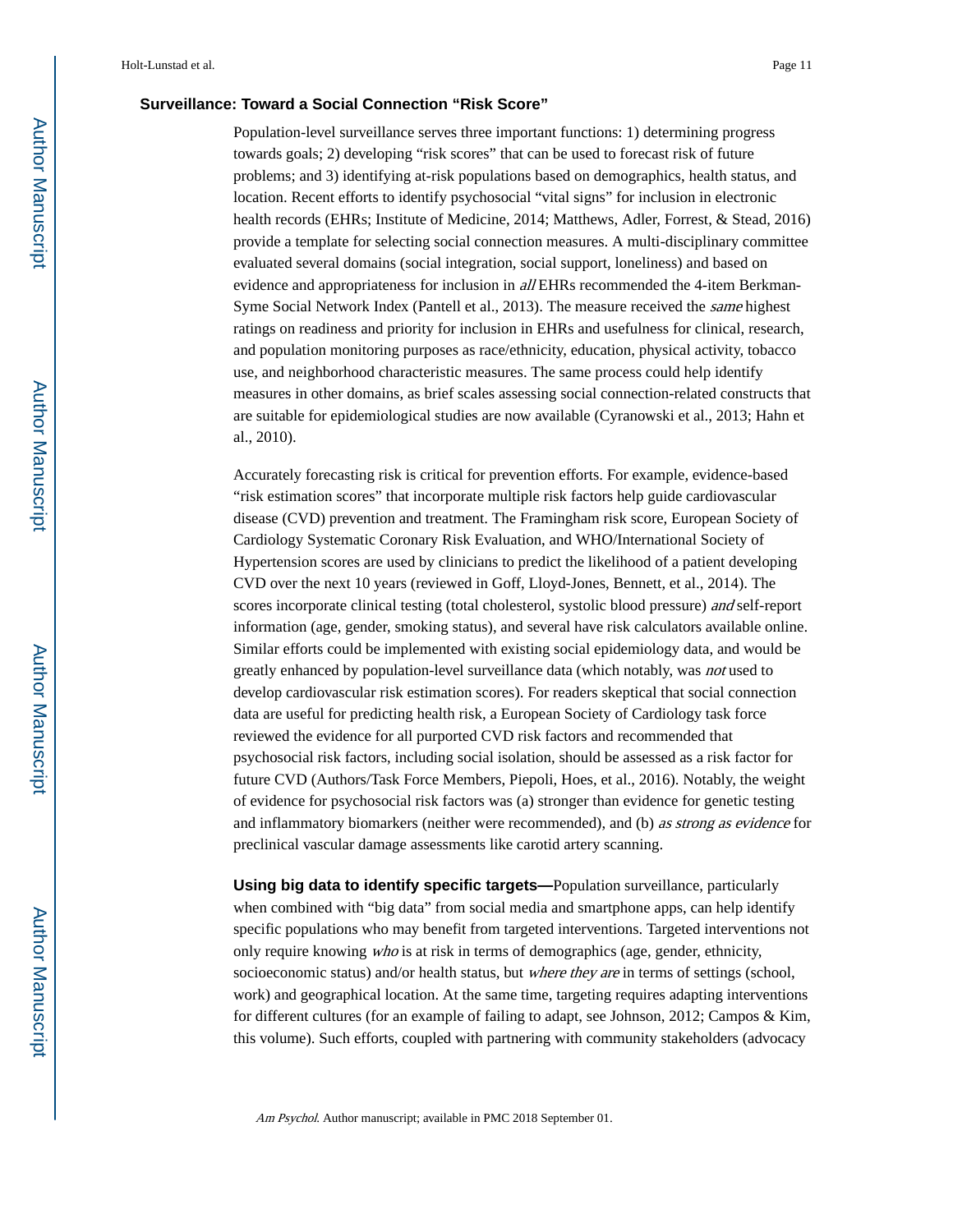## Surveillance: Toward a Social Connection "Risk Score"

Population-level surveillance serves three important functions: 1) determining progress towards goals; 2) developing "risk scores" that can be used to forecast risk of future problems; and 3) identifying at-risk populations based on demographics, health status, and location. Recent efforts to identify psychosocial "vital signs" for inclusion in electronic health records (EHRs; Institute of Medicine, 2014; Matthews, Adler, Forrest, & Stead, 2016) provide a template for selecting social connection measures. A multi-disciplinary committee evaluated several domains (social integration, social support, loneliness) and based on evidence and appropriateness for inclusion in *all* EHRs recommended the 4-item Berkman-Syme Social Network Index (Pantell et al., 2013). The measure received the *same* highest ratings on readiness and priority for inclusion in EHRs and usefulness for clinical, research, and population monitoring purposes as race/ethnicity, education, physical activity, tobacco use, and neighborhood characteristic measures. The same process could help identify measures in other domains, as brief scales assessing social connection-related constructs that are suitable for epidemiological studies are now available (Cyranowski et al., 2013; Hahn et al., 2010).

Accurately forecasting risk is critical for prevention efforts. For example, evidence-based "risk estimation scores" that incorporate multiple risk factors help guide cardiovascular disease (CVD) prevention and treatment. The Framingham risk score, European Society of Cardiology Systematic Coronary Risk Evaluation, and WHO/International Society of Hypertension scores are used by clinicians to predict the likelihood of a patient developing CVD over the next 10 years (reviewed in Goff, Lloyd-Jones, Bennett, et al., 2014). The scores incorporate clinical testing (total cholesterol, systolic blood pressure) *and* self-report information (age, gender, smoking status), and several have risk calculators available online. Similar efforts could be implemented with existing social epidemiology data, and would be greatly enhanced by population-level surveillance data (which notably, was *not* used to develop cardiovascular risk estimation scores). For readers skeptical that social connection data are useful for predicting health risk, a European Society of Cardiology task force reviewed the evidence for all purported CVD risk factors and recommended that psychosocial risk factors, including social isolation, should be assessed as a risk factor for future CVD (Authors/Task Force Members, Piepoli, Hoes, et al., 2016). Notably, the weight of evidence for psychosocial risk factors was (a) stronger than evidence for genetic testing and inflammatory biomarkers (neither were recommended), and (b) *as strong as evidence* for preclinical vascular damage assessments like carotid artery scanning.

**Using big data to identify specific targets—**Population surveillance, particularly when combined with "big data" from social media and smartphone apps, can help identify specific populations who may benefit from targeted interventions. Targeted interventions not only require knowing *who* is at risk in terms of demographics (age, gender, ethnicity, socioeconomic status) and/or health status, but *where they are* in terms of settings (school, work) and geographical location. At the same time, targeting requires adapting interventions for different cultures (for an example of failing to adapt, see Johnson, 2012; Campos & Kim, this volume). Such efforts, coupled with partnering with community stakeholders (advocacy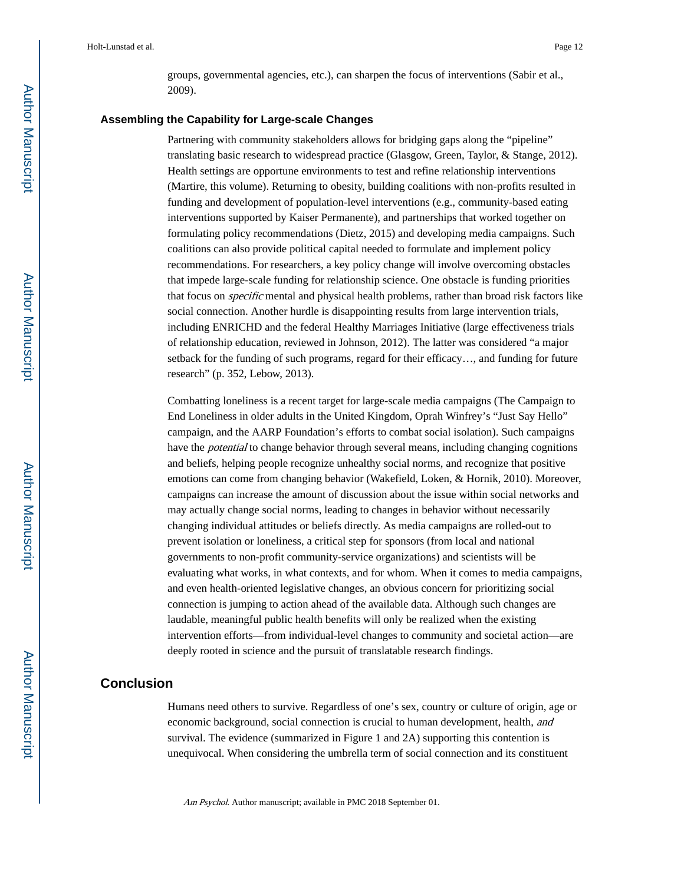groups, governmental agencies, etc.), can sharpen the focus of interventions (Sabir et al., 2009).

### Assembling the Capability for Large-scale Changes

Partnering with community stakeholders allows for bridging gaps along the "pipeline" translating basic research to widespread practice (Glasgow, Green, Taylor, & Stange, 2012). Health settings are opportune environments to test and refine relationship interventions (Martire, this volume). Returning to obesity, building coalitions with non-profits resulted in funding and development of population-level interventions (e.g., community-based eating interventions supported by Kaiser Permanente), and partnerships that worked together on formulating policy recommendations (Dietz, 2015) and developing media campaigns. Such coalitions can also provide political capital needed to formulate and implement policy recommendations. For researchers, a key policy change will involve overcoming obstacles that impede large-scale funding for relationship science. One obstacle is funding priorities that focus on *specific* mental and physical health problems, rather than broad risk factors like social connection. Another hurdle is disappointing results from large intervention trials, including ENRICHD and the federal Healthy Marriages Initiative (large effectiveness trials of relationship education, reviewed in Johnson, 2012). The latter was considered "a major setback for the funding of such programs, regard for their efficacy…, and funding for future research" (p. 352, Lebow, 2013).

Combatting loneliness is a recent target for large-scale media campaigns (The Campaign to End Loneliness in older adults in the United Kingdom, Oprah Winfrey's "Just Say Hello" campaign, and the AARP Foundation's efforts to combat social isolation). Such campaigns have the *potential* to change behavior through several means, including changing cognitions and beliefs, helping people recognize unhealthy social norms, and recognize that positive emotions can come from changing behavior (Wakefield, Loken, & Hornik, 2010). Moreover, campaigns can increase the amount of discussion about the issue within social networks and may actually change social norms, leading to changes in behavior without necessarily changing individual attitudes or beliefs directly. As media campaigns are rolled-out to prevent isolation or loneliness, a critical step for sponsors (from local and national governments to non-profit community-service organizations) and scientists will be evaluating what works, in what contexts, and for whom. When it comes to media campaigns, and even health-oriented legislative changes, an obvious concern for prioritizing social connection is jumping to action ahead of the available data. Although such changes are laudable, meaningful public health benefits will only be realized when the existing intervention efforts—from individual-level changes to community and societal action—are deeply rooted in science and the pursuit of translatable research findings.

## Conclusion

Humans need others to survive. Regardless of one's sex, country or culture of origin, age or economic background, social connection is crucial to human development, health, *and* survival. The evidence (summarized in Figure 1 and 2A) supporting this contention is unequivocal. When considering the umbrella term of social connection and its constituent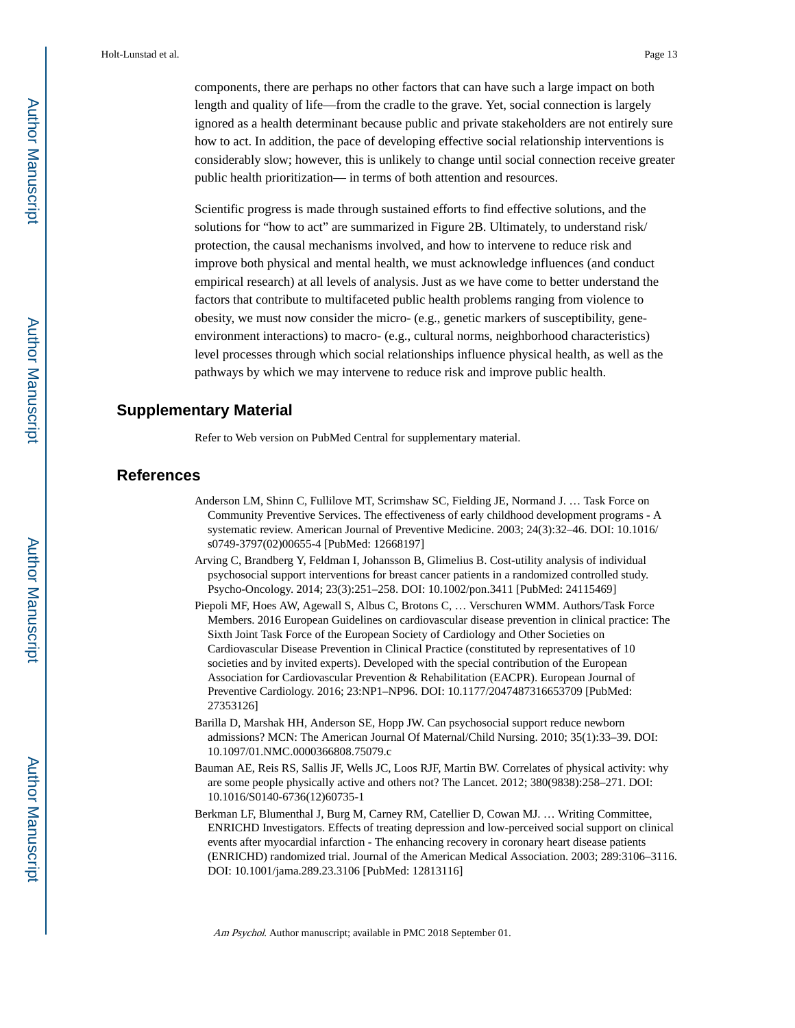components, there are perhaps no other factors that can have such a large impact on both length and quality of life—from the cradle to the grave. Yet, social connection is largely ignored as a health determinant because public and private stakeholders are not entirely sure how to act. In addition, the pace of developing effective social relationship interventions is considerably slow; however, this is unlikely to change until social connection receive greater public health prioritization— in terms of both attention and resources.

Scientific progress is made through sustained efforts to find effective solutions, and the solutions for "how to act" are summarized in Figure 2B. Ultimately, to understand risk/protection, the causal mechanisms involved, and how to intervene to reduce risk and improve both physical and mental health, we must acknowledge influences (and conduct empirical research) at all levels of analysis. Just as we have come to better understand the factors that contribute to multifaceted public health problems ranging from violence to obesity, we must now consider the micro- (e.g., genetic markers of susceptibility, gene-environment interactions) to macro- (e.g., cultural norms, neighborhood characteristics) level processes through which social relationships influence physical health, as well as the pathways by which we may intervene to reduce risk and improve public health.

## Supplementary Material

Refer to Web version on PubMed Central for supplementary material.

## References

Anderson LM, Shinn C, Fullilove MT, Scrimshaw SC, Fielding JE, Normand J. … Task Force on Community Preventive Services. The effectiveness of early childhood development programs - A systematic review. American Journal of Preventive Medicine. 2003; 24(3):32–46. DOI: 10.1016/s0749-3797(02)00655-4 [PubMed: 12668197]

Arving C, Brandberg Y, Feldman I, Johansson B, Glimelius B. Cost-utility analysis of individual psychosocial support interventions for breast cancer patients in a randomized controlled study. Psycho-Oncology. 2014; 23(3):251–258. DOI: 10.1002/pon.3411 [PubMed: 24115469]

Piepoli MF, Hoes AW, Agewall S, Albus C, Brotons C, … Verschuren WMM. Authors/Task Force Members. 2016 European Guidelines on cardiovascular disease prevention in clinical practice: The Sixth Joint Task Force of the European Society of Cardiology and Other Societies on Cardiovascular Disease Prevention in Clinical Practice (constituted by representatives of 10 societies and by invited experts). Developed with the special contribution of the European Association for Cardiovascular Prevention & Rehabilitation (EACPR). European Journal of Preventive Cardiology. 2016; 23:NP1–NP96. DOI: 10.1177/2047487316653709 [PubMed: 27353126]

Barilla D, Marshak HH, Anderson SE, Hopp JW. Can psychosocial support reduce newborn admissions? MCN: The American Journal Of Maternal/Child Nursing. 2010; 35(1):33–39. DOI: 10.1097/01.NMC.0000366808.75079.c

Bauman AE, Reis RS, Sallis JF, Wells JC, Loos RJF, Martin BW. Correlates of physical activity: why are some people physically active and others not? The Lancet. 2012; 380(9838):258–271. DOI: 10.1016/S0140-6736(12)60735-1

Berkman LF, Blumenthal J, Burg M, Carney RM, Catellier D, Cowan MJ. … Writing Committee, ENRICHD Investigators. Effects of treating depression and low-perceived social support on clinical events after myocardial infarction - The enhancing recovery in coronary heart disease patients (ENRICHD) randomized trial. Journal of the American Medical Association. 2003; 289:3106–3116. DOI: 10.1001/jama.289.23.3106 [PubMed: 12813116]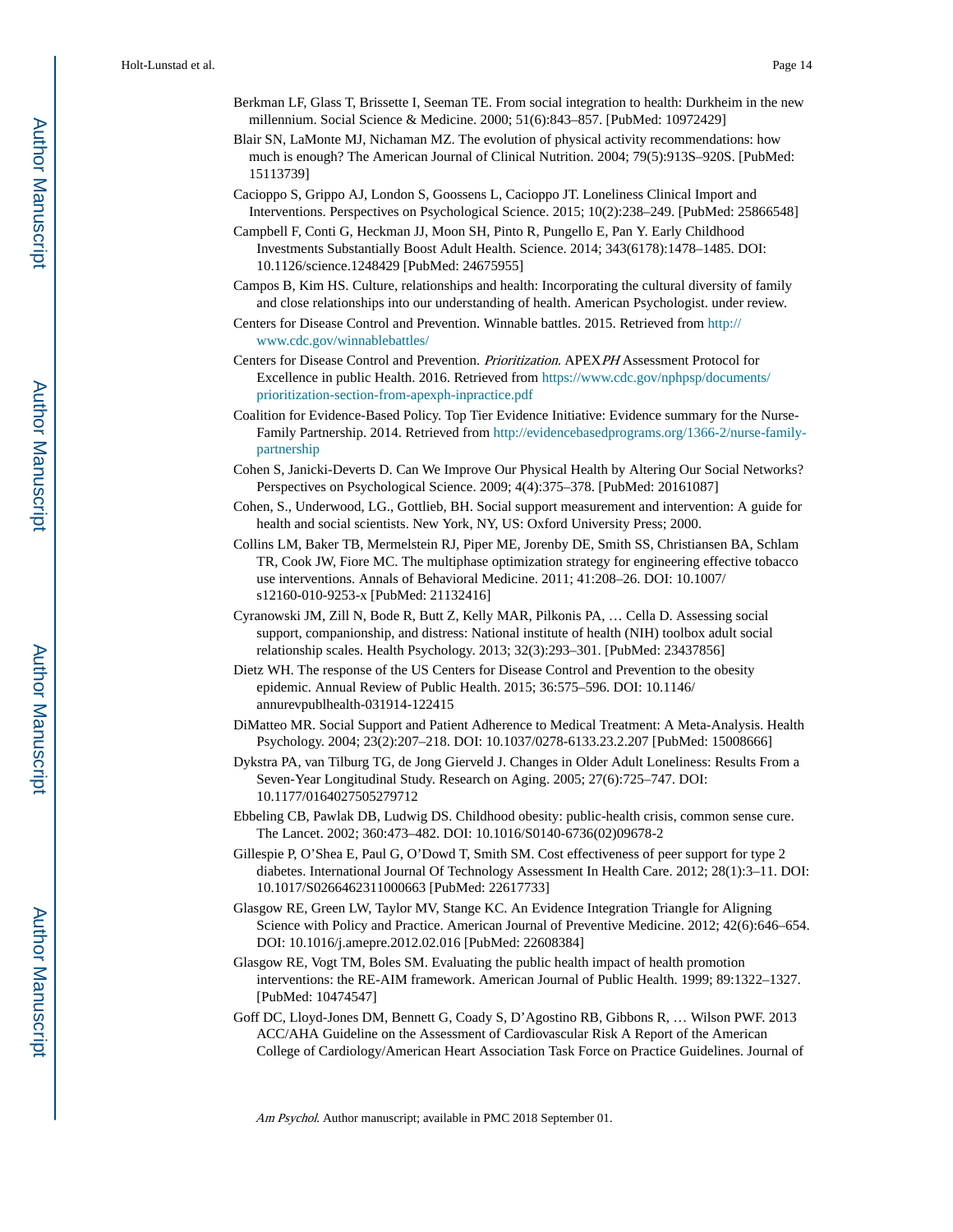Berkman LF, Glass T, Brissette I, Seeman TE. From social integration to health: Durkheim in the new millennium. Social Science & Medicine. 2000; 51(6):843–857. [PubMed: 10972429]

Blair SN, LaMonte MJ, Nichaman MZ. The evolution of physical activity recommendations: how much is enough? The American Journal of Clinical Nutrition. 2004; 79(5):913S–920S. [PubMed: 15113739]

Cacioppo S, Grippo AJ, London S, Goossens L, Cacioppo JT. Loneliness Clinical Import and Interventions. Perspectives on Psychological Science. 2015; 10(2):238–249. [PubMed: 25866548]

Campbell F, Conti G, Heckman JJ, Moon SH, Pinto R, Pungello E, Pan Y. Early Childhood Investments Substantially Boost Adult Health. Science. 2014; 343(6178):1478–1485. DOI: 10.1126/science.1248429 [PubMed: 24675955]

Campos B, Kim HS. Culture, relationships and health: Incorporating the cultural diversity of family and close relationships into our understanding of health. American Psychologist. under review.

Centers for Disease Control and Prevention. Winnable battles. 2015. Retrieved from http://www.cdc.gov/winnablebattles/

Centers for Disease Control and Prevention. *Prioritization*. APEX*PH* Assessment Protocol for Excellence in public Health. 2016. Retrieved from https://www.cdc.gov/nphpsp/documents/prioritization-section-from-apexph-inpractice.pdf

Coalition for Evidence-Based Policy. Top Tier Evidence Initiative: Evidence summary for the Nurse-Family Partnership. 2014. Retrieved from http://evidencebasedprograms.org/1366-2/nurse-family-partnership

Cohen S, Janicki-Deverts D. Can We Improve Our Physical Health by Altering Our Social Networks? Perspectives on Psychological Science. 2009; 4(4):375–378. [PubMed: 20161087]

Cohen, S., Underwood, LG., Gottlieb, BH. Social support measurement and intervention: A guide for health and social scientists. New York, NY, US: Oxford University Press; 2000.

Collins LM, Baker TB, Mermelstein RJ, Piper ME, Jorenby DE, Smith SS, Christiansen BA, Schlam TR, Cook JW, Fiore MC. The multiphase optimization strategy for engineering effective tobacco use interventions. Annals of Behavioral Medicine. 2011; 41:208–26. DOI: 10.1007/s12160-010-9253-x [PubMed: 21132416]

Cyranowski JM, Zill N, Bode R, Butt Z, Kelly MAR, Pilkonis PA, … Cella D. Assessing social support, companionship, and distress: National institute of health (NIH) toolbox adult social relationship scales. Health Psychology. 2013; 32(3):293–301. [PubMed: 23437856]

Dietz WH. The response of the US Centers for Disease Control and Prevention to the obesity epidemic. Annual Review of Public Health. 2015; 36:575–596. DOI: 10.1146/annurevpublhealth-031914-122415

DiMatteo MR. Social Support and Patient Adherence to Medical Treatment: A Meta-Analysis. Health Psychology. 2004; 23(2):207–218. DOI: 10.1037/0278-6133.23.2.207 [PubMed: 15008666]

Dykstra PA, van Tilburg TG, de Jong Gierveld J. Changes in Older Adult Loneliness: Results From a Seven-Year Longitudinal Study. Research on Aging. 2005; 27(6):725–747. DOI: 10.1177/0164027505279712

Ebbeling CB, Pawlak DB, Ludwig DS. Childhood obesity: public-health crisis, common sense cure. The Lancet. 2002; 360:473–482. DOI: 10.1016/S0140-6736(02)09678-2

Gillespie P, O'Shea E, Paul G, O'Dowd T, Smith SM. Cost effectiveness of peer support for type 2 diabetes. International Journal Of Technology Assessment In Health Care. 2012; 28(1):3–11. DOI: 10.1017/S0266462311000663 [PubMed: 22617733]

Glasgow RE, Green LW, Taylor MV, Stange KC. An Evidence Integration Triangle for Aligning Science with Policy and Practice. American Journal of Preventive Medicine. 2012; 42(6):646–654. DOI: 10.1016/j.amepre.2012.02.016 [PubMed: 22608384]

Glasgow RE, Vogt TM, Boles SM. Evaluating the public health impact of health promotion interventions: the RE-AIM framework. American Journal of Public Health. 1999; 89:1322–1327. [PubMed: 10474547]

Goff DC, Lloyd-Jones DM, Bennett G, Coady S, D'Agostino RB, Gibbons R, … Wilson PWF. 2013 ACC/AHA Guideline on the Assessment of Cardiovascular Risk A Report of the American College of Cardiology/American Heart Association Task Force on Practice Guidelines. Journal of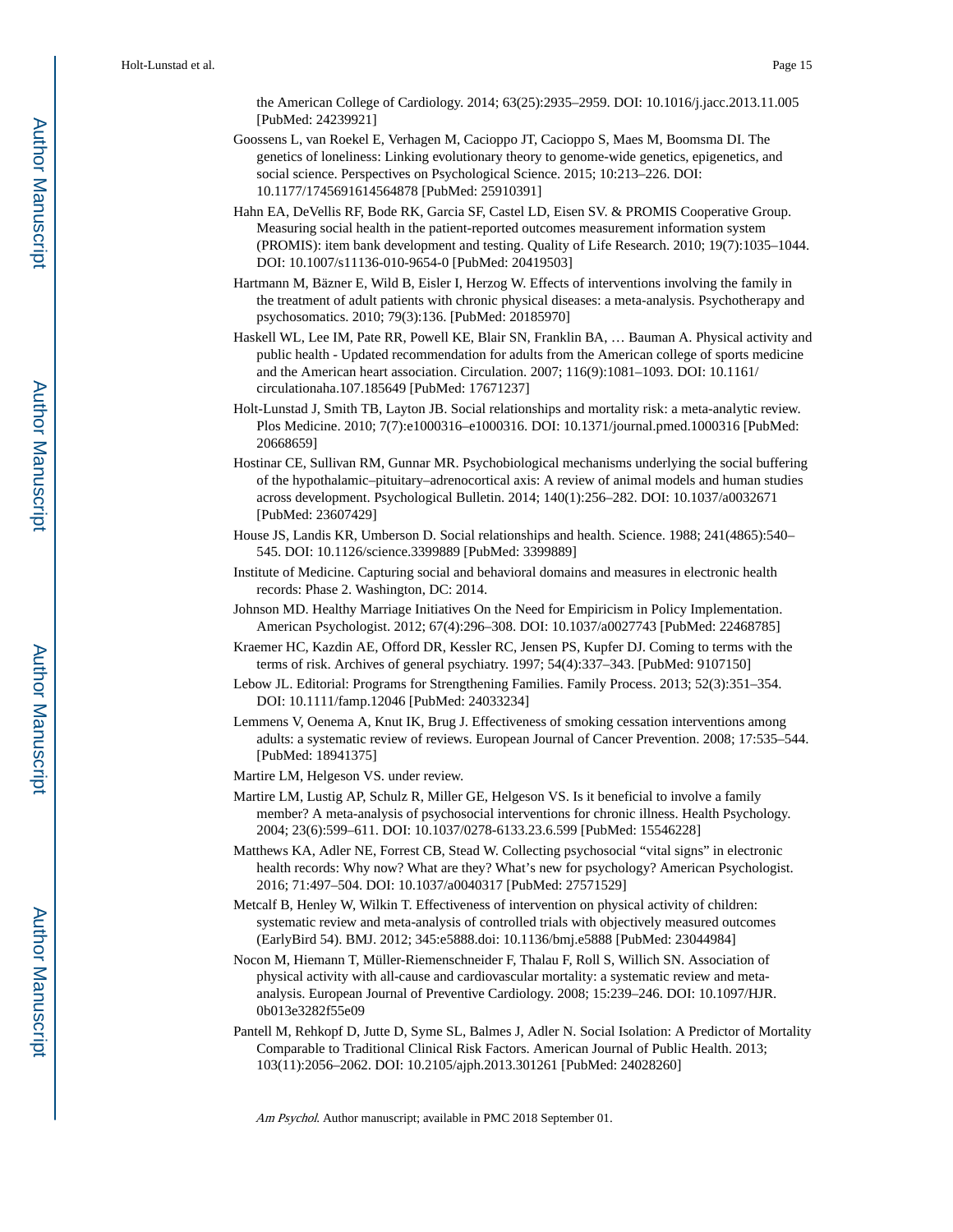the American College of Cardiology. 2014; 63(25):2935–2959. DOI: 10.1016/j.jacc.2013.11.005 [PubMed: 24239921]

Goossens L, van Roekel E, Verhagen M, Cacioppo JT, Cacioppo S, Maes M, Boomsma DI. The genetics of loneliness: Linking evolutionary theory to genome-wide genetics, epigenetics, and social science. Perspectives on Psychological Science. 2015; 10:213–226. DOI: 10.1177/1745691614564878 [PubMed: 25910391]

Hahn EA, DeVellis RF, Bode RK, Garcia SF, Castel LD, Eisen SV. & PROMIS Cooperative Group. Measuring social health in the patient-reported outcomes measurement information system (PROMIS): item bank development and testing. Quality of Life Research. 2010; 19(7):1035–1044. DOI: 10.1007/s11136-010-9654-0 [PubMed: 20419503]

Hartmann M, Bäzner E, Wild B, Eisler I, Herzog W. Effects of interventions involving the family in the treatment of adult patients with chronic physical diseases: a meta-analysis. Psychotherapy and psychosomatics. 2010; 79(3):136. [PubMed: 20185970]

Haskell WL, Lee IM, Pate RR, Powell KE, Blair SN, Franklin BA, … Bauman A. Physical activity and public health - Updated recommendation for adults from the American college of sports medicine and the American heart association. Circulation. 2007; 116(9):1081–1093. DOI: 10.1161/circulationaha.107.185649 [PubMed: 17671237]

Holt-Lunstad J, Smith TB, Layton JB. Social relationships and mortality risk: a meta-analytic review. Plos Medicine. 2010; 7(7):e1000316–e1000316. DOI: 10.1371/journal.pmed.1000316 [PubMed: 20668659]

Hostinar CE, Sullivan RM, Gunnar MR. Psychobiological mechanisms underlying the social buffering of the hypothalamic–pituitary–adrenocortical axis: A review of animal models and human studies across development. Psychological Bulletin. 2014; 140(1):256–282. DOI: 10.1037/a0032671 [PubMed: 23607429]

House JS, Landis KR, Umberson D. Social relationships and health. Science. 1988; 241(4865):540–545. DOI: 10.1126/science.3399889 [PubMed: 3399889]

Institute of Medicine. Capturing social and behavioral domains and measures in electronic health records: Phase 2. Washington, DC: 2014.

Johnson MD. Healthy Marriage Initiatives On the Need for Empiricism in Policy Implementation. American Psychologist. 2012; 67(4):296–308. DOI: 10.1037/a0027743 [PubMed: 22468785]

Kraemer HC, Kazdin AE, Offord DR, Kessler RC, Jensen PS, Kupfer DJ. Coming to terms with the terms of risk. Archives of general psychiatry. 1997; 54(4):337–343. [PubMed: 9107150]

Lebow JL. Editorial: Programs for Strengthening Families. Family Process. 2013; 52(3):351–354. DOI: 10.1111/famp.12046 [PubMed: 24033234]

Lemmens V, Oenema A, Knut IK, Brug J. Effectiveness of smoking cessation interventions among adults: a systematic review of reviews. European Journal of Cancer Prevention. 2008; 17:535–544. [PubMed: 18941375]

Martire LM, Helgeson VS. under review.

Martire LM, Lustig AP, Schulz R, Miller GE, Helgeson VS. Is it beneficial to involve a family member? A meta-analysis of psychosocial interventions for chronic illness. Health Psychology. 2004; 23(6):599–611. DOI: 10.1037/0278-6133.23.6.599 [PubMed: 15546228]

Matthews KA, Adler NE, Forrest CB, Stead W. Collecting psychosocial "vital signs" in electronic health records: Why now? What are they? What's new for psychology? American Psychologist. 2016; 71:497–504. DOI: 10.1037/a0040317 [PubMed: 27571529]

Metcalf B, Henley W, Wilkin T. Effectiveness of intervention on physical activity of children: systematic review and meta-analysis of controlled trials with objectively measured outcomes (EarlyBird 54). BMJ. 2012; 345:e5888.doi: 10.1136/bmj.e5888 [PubMed: 23044984]

Nocon M, Hiemann T, Müller-Riemenschneider F, Thalau F, Roll S, Willich SN. Association of physical activity with all-cause and cardiovascular mortality: a systematic review and meta-analysis. European Journal of Preventive Cardiology. 2008; 15:239–246. DOI: 10.1097/HJR.0b013e3282f55e09

Pantell M, Rehkopf D, Jutte D, Syme SL, Balmes J, Adler N. Social Isolation: A Predictor of Mortality Comparable to Traditional Clinical Risk Factors. American Journal of Public Health. 2013; 103(11):2056–2062. DOI: 10.2105/ajph.2013.301261 [PubMed: 24028260]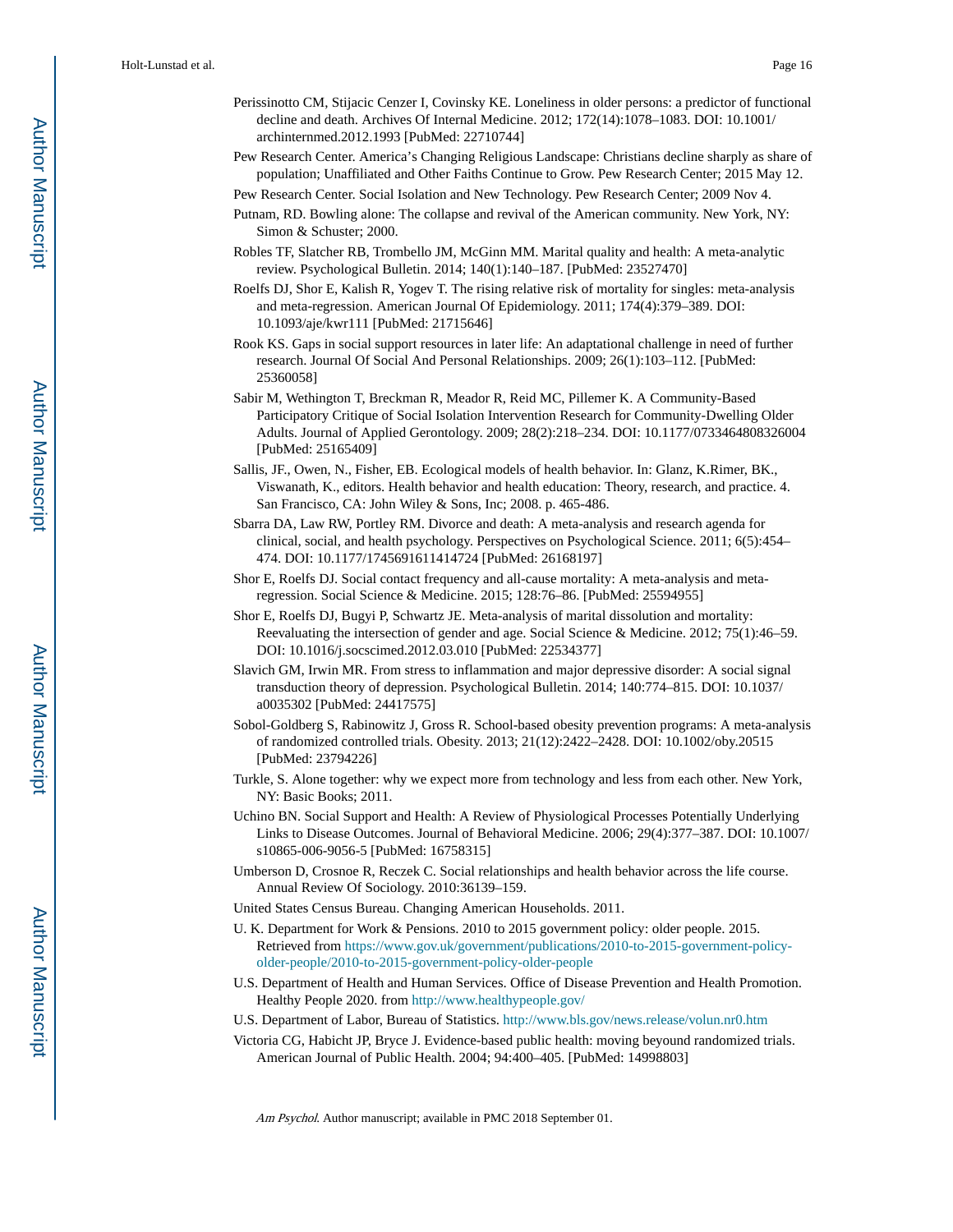Perissinotto CM, Stijacic Cenzer I, Covinsky KE. Loneliness in older persons: a predictor of functional decline and death. Archives Of Internal Medicine. 2012; 172(14):1078–1083. DOI: 10.1001/archinternmed.2012.1993 [PubMed: 22710744]

Pew Research Center. America's Changing Religious Landscape: Christians decline sharply as share of population; Unaffiliated and Other Faiths Continue to Grow. Pew Research Center; 2015 May 12.

Pew Research Center. Social Isolation and New Technology. Pew Research Center; 2009 Nov 4.

Putnam, RD. Bowling alone: The collapse and revival of the American community. New York, NY: Simon & Schuster; 2000.

Robles TF, Slatcher RB, Trombello JM, McGinn MM. Marital quality and health: A meta-analytic review. Psychological Bulletin. 2014; 140(1):140–187. [PubMed: 23527470]

Roelfs DJ, Shor E, Kalish R, Yogev T. The rising relative risk of mortality for singles: meta-analysis and meta-regression. American Journal Of Epidemiology. 2011; 174(4):379–389. DOI: 10.1093/aje/kwr111 [PubMed: 21715646]

Rook KS. Gaps in social support resources in later life: An adaptational challenge in need of further research. Journal Of Social And Personal Relationships. 2009; 26(1):103–112. [PubMed: 25360058]

Sabir M, Wethington T, Breckman R, Meador R, Reid MC, Pillemer K. A Community-Based Participatory Critique of Social Isolation Intervention Research for Community-Dwelling Older Adults. Journal of Applied Gerontology. 2009; 28(2):218–234. DOI: 10.1177/0733464808326004 [PubMed: 25165409]

Sallis, JF., Owen, N., Fisher, EB. Ecological models of health behavior. In: Glanz, K.Rimer, BK., Viswanath, K., editors. Health behavior and health education: Theory, research, and practice. 4. San Francisco, CA: John Wiley & Sons, Inc; 2008. p. 465-486.

Sbarra DA, Law RW, Portley RM. Divorce and death: A meta-analysis and research agenda for clinical, social, and health psychology. Perspectives on Psychological Science. 2011; 6(5):454–474. DOI: 10.1177/1745691611414724 [PubMed: 26168197]

Shor E, Roelfs DJ. Social contact frequency and all-cause mortality: A meta-analysis and meta-regression. Social Science & Medicine. 2015; 128:76–86. [PubMed: 25594955]

Shor E, Roelfs DJ, Bugyi P, Schwartz JE. Meta-analysis of marital dissolution and mortality: Reevaluating the intersection of gender and age. Social Science & Medicine. 2012; 75(1):46–59. DOI: 10.1016/j.socscimed.2012.03.010 [PubMed: 22534377]

Slavich GM, Irwin MR. From stress to inflammation and major depressive disorder: A social signal transduction theory of depression. Psychological Bulletin. 2014; 140:774–815. DOI: 10.1037/a0035302 [PubMed: 24417575]

Sobol-Goldberg S, Rabinowitz J, Gross R. School-based obesity prevention programs: A meta-analysis of randomized controlled trials. Obesity. 2013; 21(12):2422–2428. DOI: 10.1002/oby.20515 [PubMed: 23794226]

Turkle, S. Alone together: why we expect more from technology and less from each other. New York, NY: Basic Books; 2011.

Uchino BN. Social Support and Health: A Review of Physiological Processes Potentially Underlying Links to Disease Outcomes. Journal of Behavioral Medicine. 2006; 29(4):377–387. DOI: 10.1007/s10865-006-9056-5 [PubMed: 16758315]

Umberson D, Crosnoe R, Reczek C. Social relationships and health behavior across the life course. Annual Review Of Sociology. 2010:36139–159.

United States Census Bureau. Changing American Households. 2011.

U. K. Department for Work & Pensions. 2010 to 2015 government policy: older people. 2015. Retrieved from https://www.gov.uk/government/publications/2010-to-2015-government-policy-older-people/2010-to-2015-government-policy-older-people

U.S. Department of Health and Human Services. Office of Disease Prevention and Health Promotion. Healthy People 2020. from http://www.healthypeople.gov/

U.S. Department of Labor, Bureau of Statistics. http://www.bls.gov/news.release/volun.nr0.htm

Victoria CG, Habicht JP, Bryce J. Evidence-based public health: moving beyound randomized trials. American Journal of Public Health. 2004; 94:400–405. [PubMed: 14998803]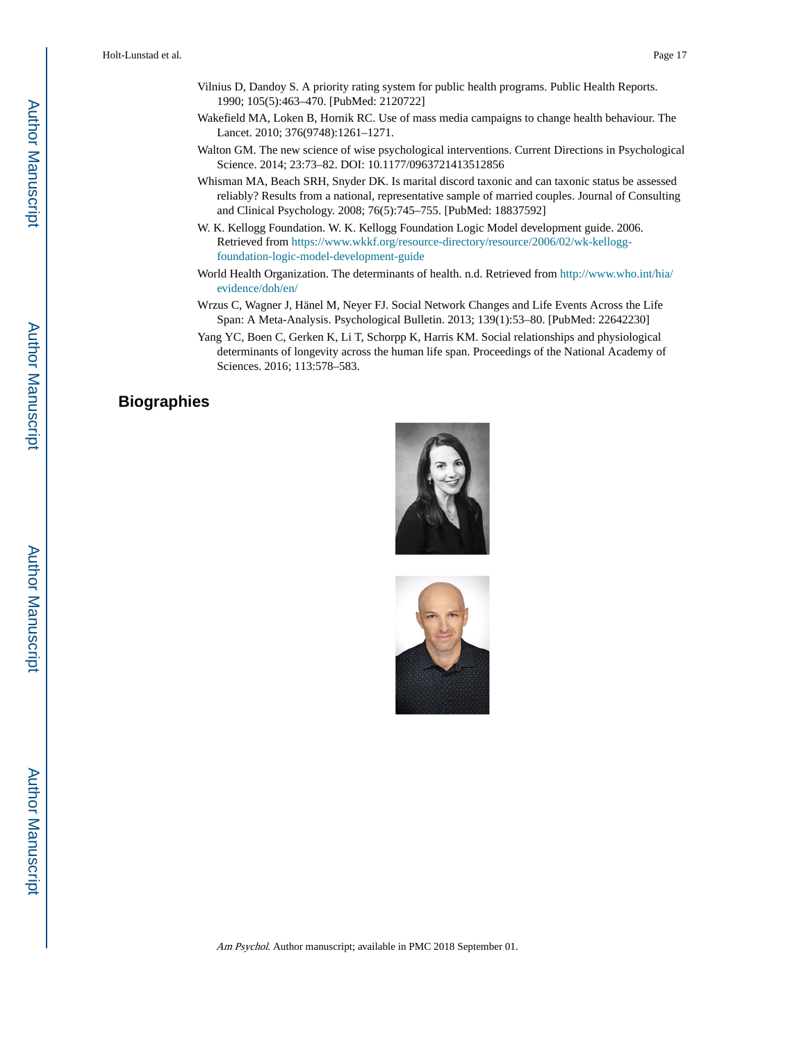Vilnius D, Dandoy S. A priority rating system for public health programs. Public Health Reports. 1990; 105(5):463–470. [PubMed: 2120722]

Wakefield MA, Loken B, Hornik RC. Use of mass media campaigns to change health behaviour. The Lancet. 2010; 376(9748):1261–1271.

Walton GM. The new science of wise psychological interventions. Current Directions in Psychological Science. 2014; 23:73–82. DOI: 10.1177/0963721413512856

Whisman MA, Beach SRH, Snyder DK. Is marital discord taxonic and can taxonic status be assessed reliably? Results from a national, representative sample of married couples. Journal of Consulting and Clinical Psychology. 2008; 76(5):745–755. [PubMed: 18837592]

W. K. Kellogg Foundation. W. K. Kellogg Foundation Logic Model development guide. 2006. Retrieved from https://www.wkkf.org/resource-directory/resource/2006/02/wk-kellogg-foundation-logic-model-development-guide

World Health Organization. The determinants of health. n.d. Retrieved from http://www.who.int/hia/evidence/doh/en/

Wrzus C, Wagner J, Hänel M, Neyer FJ. Social Network Changes and Life Events Across the Life Span: A Meta-Analysis. Psychological Bulletin. 2013; 139(1):53–80. [PubMed: 22642230]

Yang YC, Boen C, Gerken K, Li T, Schorpp K, Harris KM. Social relationships and physiological determinants of longevity across the human life span. Proceedings of the National Academy of Sciences. 2016; 113:578–583.

## Biographies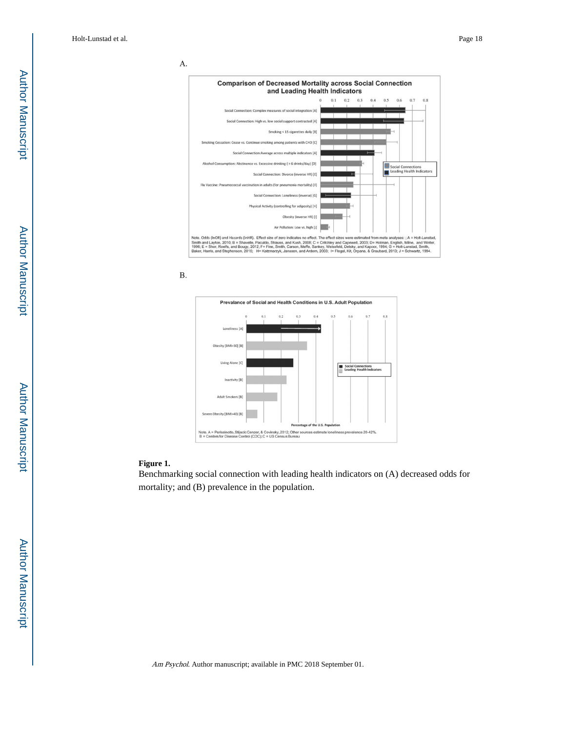A.

**Comparison of Decreased Mortality across Social Connection and Leading Health Indicators**

Social Connection: Complex measures of social integration [A]

Social Connection: High vs. low social support contrasted [A]

Smoking < 15 cigarettes daily [B]

Smoking Cessation: Cease vs. Continue smoking among patients with CHD [C]

Social Connection:Average across multiple indicators [A]

Alcohol Consumption: Abstinence vs. Excessive drinking ( > 6 drinks/day) [D]

Social Connection: Divorce (inverse HR) [E]

Flu Vaccine: Pneumococcal vaccination in adults (for pneumonia mortality) [F]

Social Connection: Loneliness (inverse) [G]

Physical Activity (controlling for adiposity) [H]

Obesity (inverse HR) [I]

Air Pollution: Low vs. high [J]

Social Connections
Leading Health Indicators

Note. Odds (lnOR) and Hazards (lnHR). Effect size of zero indicates no effect. The effect sizes were estimated from meta analyses: ; A = Holt-Lunstad, Smith and Layton, 2010; B = Shavelle, Paculdo, Strauss, and Kush, 2008; C = Critchley and Capewell, 2003; D= Holman, English, Milne, and Winter, 1996; E = Shor, Roelfs, and Bougy, 2012; F= Fine, Smith, Carson, Meffe, Sankey, Weissfeld, Detsky, and Kapoor, 1994; G = Holt-Lunstad, Smith, Baker, Harris, and Stephenson, 2015; H= Katzmarzyk, Janssen, and Ardern, 2003; I= Flegal, Kit, Orpana, & Graubard, 2013; J = Schwartz, 1994.

B.

**Prevalance of Social and Health Conditions in U.S. Adult Population**

Loneliness [A]

Obesity (BMI>30) [B]

Living Alone [C]

Inactivity [B]

Adult Smokers [B]

Severe Obesity (BMI>40) [B]

Social Connections
Leading Health Indicators

Percentage of the U.S. Population

Note. A = Perissinotto, Stijacic Cenzer, & Covinsky, 2012; Other sources estimate loneliness prevalence 20-42%. B = Centers for Disease Control (CDC); C = US Census Bureau

**Figure 1.**

Benchmarking social connection with leading health indicators on (A) decreased odds for mortality; and (B) prevalence in the population.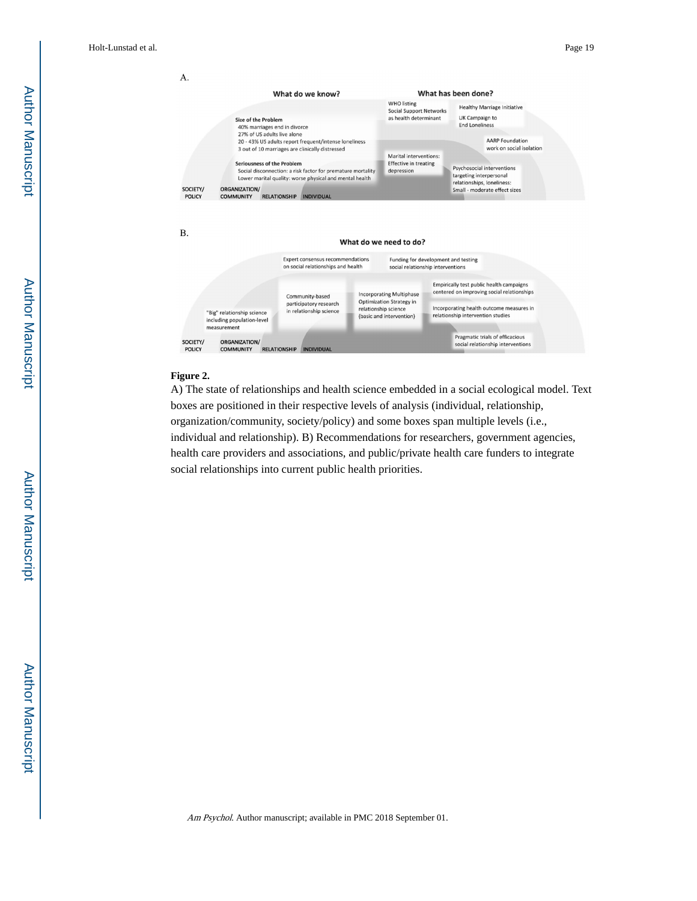A.

**What do we know?**

**Size of the Problem**

- 40% marriages end in divorce
- 27% of US adults live alone
- 20 - 43% US adults report frequent/intense loneliness
- 3 out of 10 marriages are clinically distressed

**Seriousness of the Problem**

- Social disconnection: a risk factor for premature mortality
- Lower marital quality: worse physical and mental health

**What has been done?**

- WHO listing Social Support Networks as health determinant
- Healthy Marriage Initiative
- UK Campaign to End Loneliness
- AARP Foundation work on social isolation
- Marital interventions: Effective in treating depression
- Psychosocial interventions targeting interpersonal relationships, loneliness: Small - moderate effect sizes

SOCIETY/POLICY — ORGANIZATION/COMMUNITY — RELATIONSHIP — INDIVIDUAL

B.

**What do we need to do?**

- Expert consensus recommendations on social relationships and health
- Funding for development and testing social relationship interventions
- Empirically test public health campaigns centered on improving social relationships
- Community-based participatory research in relationship science
- Incorporating Multiphase Optimization Strategy in relationship science (basic and intervention)
- Incorporating health outcome measures in relationship intervention studies
- "Big" relationship science including population-level measurement
- Pragmatic trials of efficacious social relationship interventions

SOCIETY/POLICY — ORGANIZATION/COMMUNITY — RELATIONSHIP — INDIVIDUAL

**Figure 2.**

A) The state of relationships and health science embedded in a social ecological model. Text boxes are positioned in their respective levels of analysis (individual, relationship, organization/community, society/policy) and some boxes span multiple levels (i.e., individual and relationship). B) Recommendations for researchers, government agencies, health care providers and associations, and public/private health care funders to integrate social relationships into current public health priorities.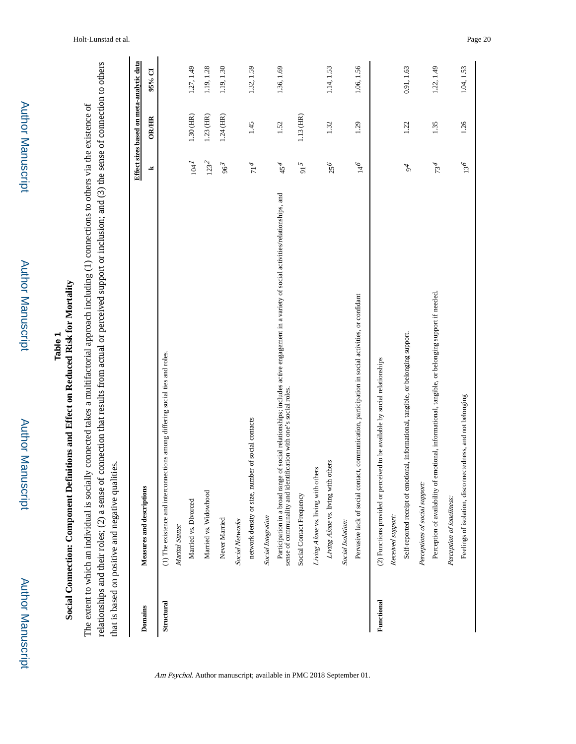## Table 1

**Social Connection: Component Definitions and Effect on Reduced Risk for Mortality**

The extent to which an individual is socially connected takes a multifactorial approach including (1) connections to others via the existence of relationships and their roles; (2) a sense of connection that results from actual or perceived support or inclusion; and (3) the sense of connection to others that is based on positive and negative qualities.

| Domains | Measures and descriptions | Effect sizes based on meta-analytic data | | |
|---|---|---|---|---|
| | | k | OR/HR | 95% CI |
| **Structural** | (1) The existence and interconnections among differing social ties and roles. | | | |
| | *Marital Status:* | | | |
| | Married vs. Divorced | 104[1] | 1.30 (HR) | 1.27, 1.49 |
| | Married vs. Widowhood | 123[2] | 1.23 (HR) | 1.19, 1.28 |
| | Never Married | 96[3] | 1.24 (HR) | 1.19, 1.30 |
| | *Social Networks* | | | |
| | network density or size, number of social contacts | 71[4] | 1.45 | 1.32, 1.59 |
| | *Social Integration* | | | |
| | Participation in a broad range of social relationships; includes active engagement in a variety of social activities/relationships, and sense of communality and identification with one's social roles. | 45[4] | 1.52 | 1.36, 1.69 |
| | Social Contact Frequency | 91[5] | 1.13 (HR) | |
| | *Living Alone* vs. living with others | | | |
| | *Living Alone* vs. living with others | 25[6] | 1.32 | 1.14, 1.53 |
| | *Social Isolation:* | | | |
| | Pervasive lack of social contact, communication, participation in social activities, or confidant | 14[6] | 1.29 | 1.06, 1.56 |
| **Functional** | (2) Functions provided or perceived to be available by social relationships | | | |
| | *Received support:* | | | |
| | Self-reported receipt of emotional, informational, tangible, or belonging support. | 9[4] | 1.22 | 0.91, 1.63 |
| | *Perceptions of social support:* | | | |
| | Perception of availability of emotional, informational, tangible, or belonging support if needed. | 73[4] | 1.35 | 1.22, 1.49 |
| | *Perception of loneliness:* | | | |
| | Feelings of isolation, disconnectedness, and not belonging | 13[6] | 1.26 | 1.04, 1.53 |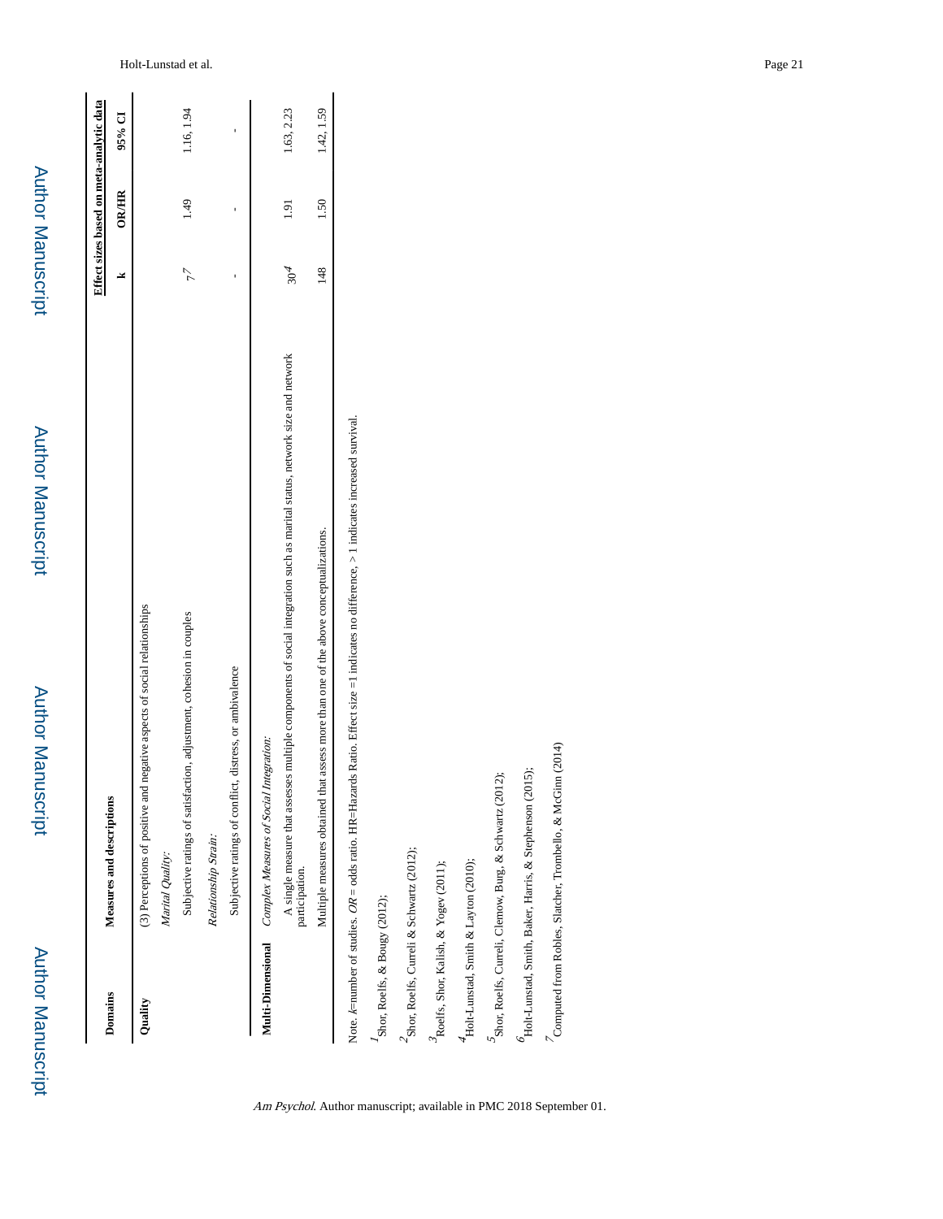| Domains | Measures and descriptions | Effect sizes based on meta-analytic data | | |
|---|---|---|---|---|
| | | k | OR/HR | 95% CI |
| **Quality** | (3) Perceptions of positive and negative aspects of social relationships | | | |
| | *Marital Quality:* | | | |
| | Subjective ratings of satisfaction, adjustment, cohesion in couples | 7[7] | 1.49 | 1.16, 1.94 |
| | *Relationship Strain:* | | | |
| | Subjective ratings of conflict, distress, or ambivalence | - | - | - |
| **Multi-Dimensional** | *Complex Measures of Social Integration:* | | | |
| | A single measure that assesses multiple components of social integration such as marital status, network size and network participation. | 30[4] | 1.91 | 1.63, 2.23 |
| | Multiple measures obtained that assess more than one of the above conceptualizations. | 148 | 1.50 | 1.42, 1.59 |

Note. *k*=number of studies. *OR* = odds ratio. HR=Hazards Ratio. Effect size =1 indicates no difference, > 1 indicates increased survival.

[1]Shor, Roelfs, & Bougy (2012);

[2]Shor, Roelfs, Curreli & Schwartz (2012);

[3]Roelfs, Shor, Kalish, & Yogev (2011);

[4]Holt-Lunstad, Smith & Layton (2010);

[5]Shor, Roelfs, Curreli, Clemow, Burg, & Schwartz (2012);

[6]Holt-Lunstad, Smith, Baker, Harris, & Stephenson (2015);

[7]Computed from Robles, Slatcher, Trombello, & McGinn (2014)